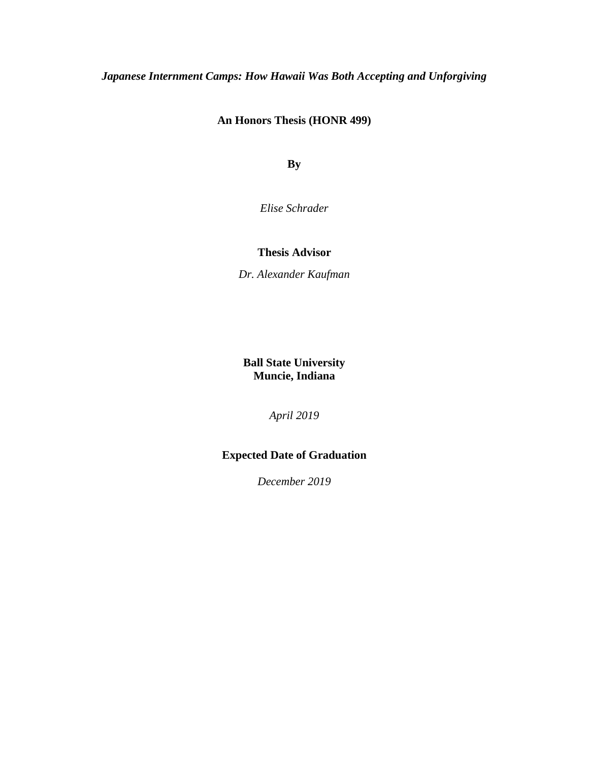***Japanese Internment Camps: How Hawaii Was Both Accepting and Unforgiving***

**An Honors Thesis (HONR 499)**

**By**

*Elise Schrader*

**Thesis Advisor**

*Dr. Alexander Kaufman*

**Ball State University**
**Muncie, Indiana**

*April 2019*

**Expected Date of Graduation**

*December 2019*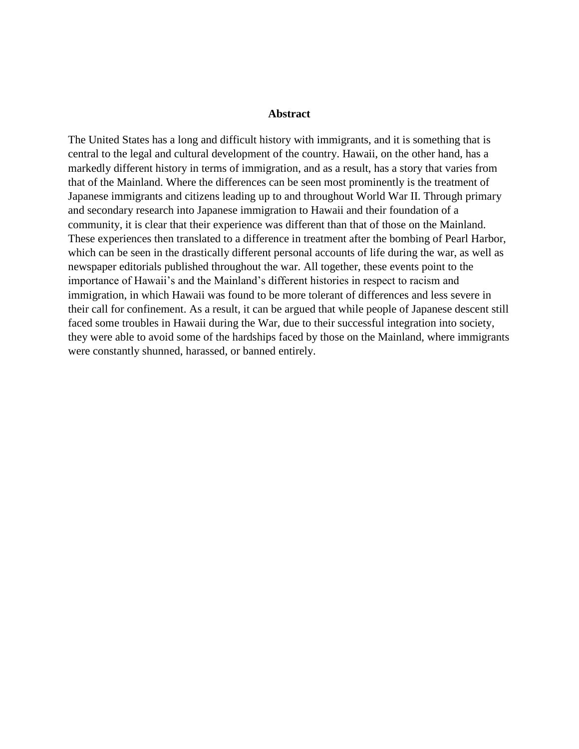**Abstract**

The United States has a long and difficult history with immigrants, and it is something that is central to the legal and cultural development of the country. Hawaii, on the other hand, has a markedly different history in terms of immigration, and as a result, has a story that varies from that of the Mainland. Where the differences can be seen most prominently is the treatment of Japanese immigrants and citizens leading up to and throughout World War II. Through primary and secondary research into Japanese immigration to Hawaii and their foundation of a community, it is clear that their experience was different than that of those on the Mainland. These experiences then translated to a difference in treatment after the bombing of Pearl Harbor, which can be seen in the drastically different personal accounts of life during the war, as well as newspaper editorials published throughout the war. All together, these events point to the importance of Hawaii's and the Mainland's different histories in respect to racism and immigration, in which Hawaii was found to be more tolerant of differences and less severe in their call for confinement. As a result, it can be argued that while people of Japanese descent still faced some troubles in Hawaii during the War, due to their successful integration into society, they were able to avoid some of the hardships faced by those on the Mainland, where immigrants were constantly shunned, harassed, or banned entirely.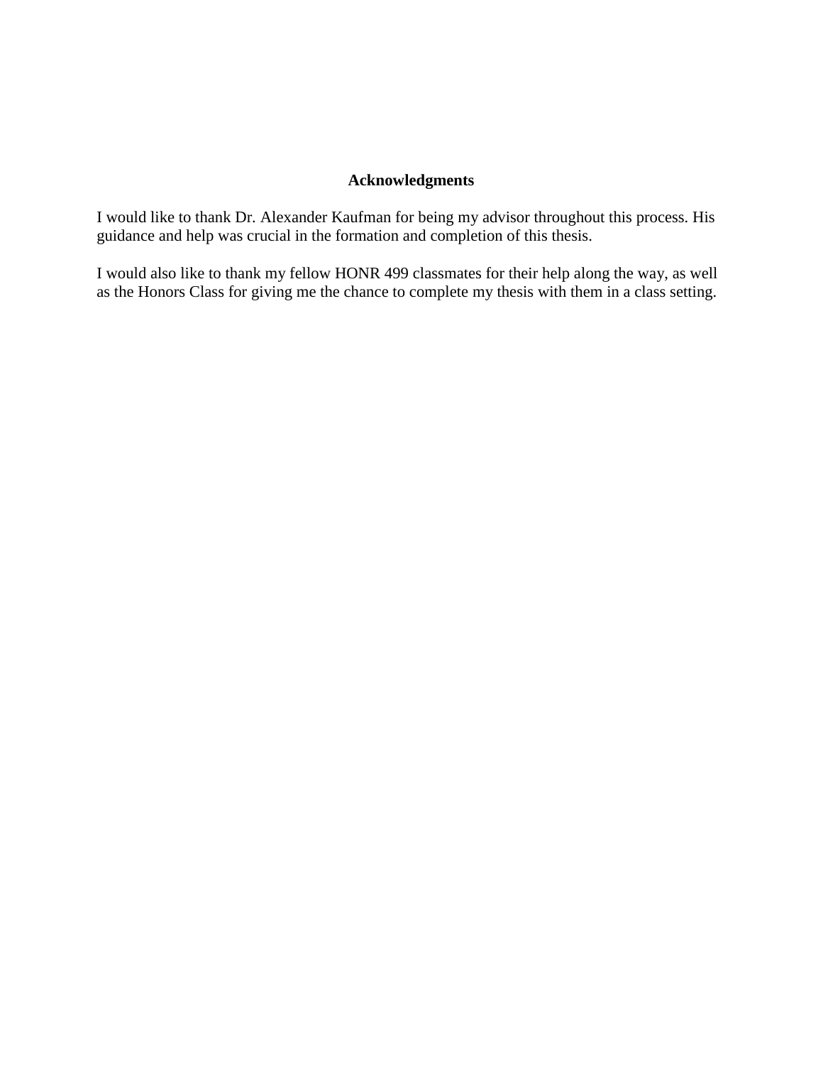# Acknowledgments

I would like to thank Dr. Alexander Kaufman for being my advisor throughout this process. His guidance and help was crucial in the formation and completion of this thesis.

I would also like to thank my fellow HONR 499 classmates for their help along the way, as well as the Honors Class for giving me the chance to complete my thesis with them in a class setting.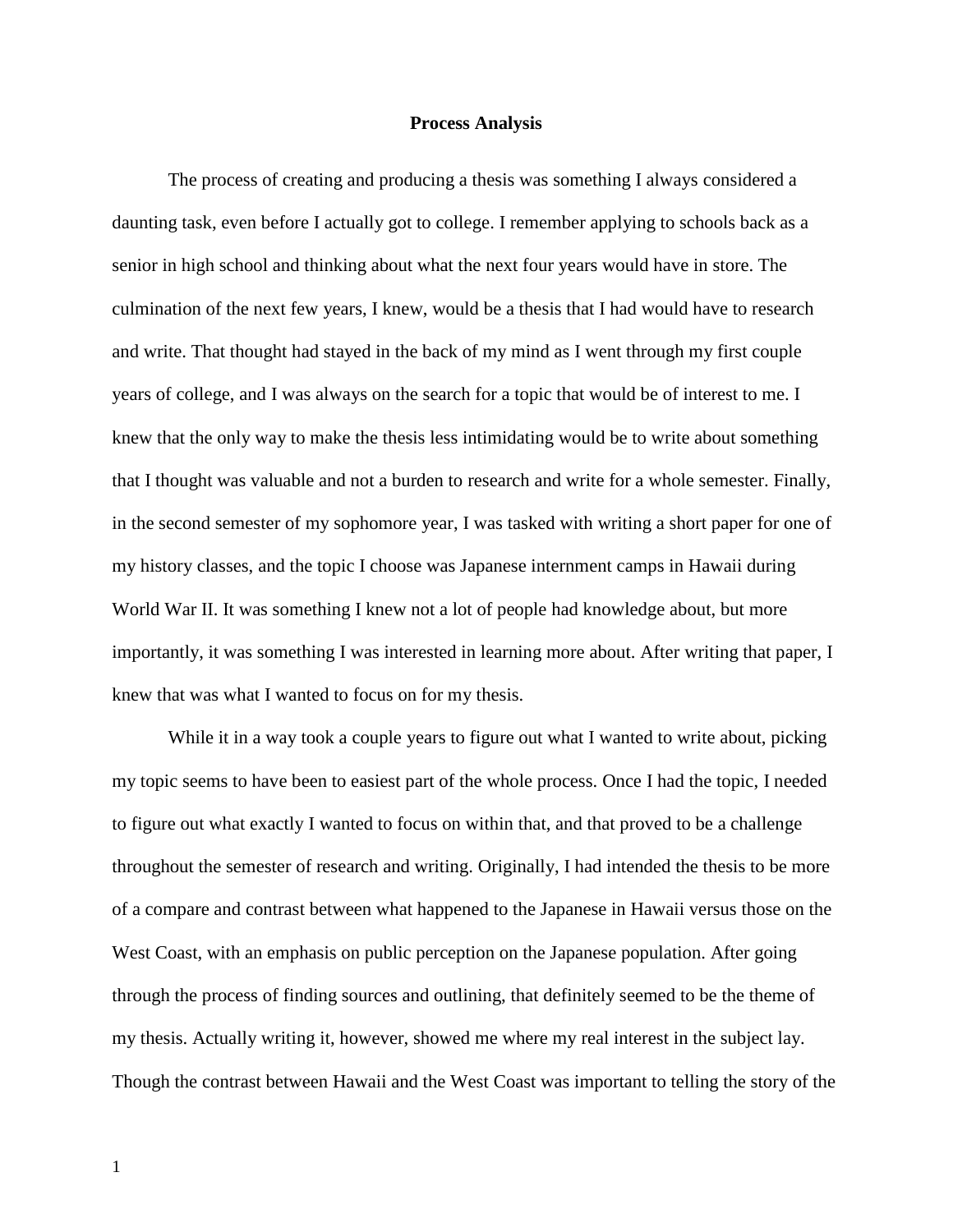## Process Analysis

The process of creating and producing a thesis was something I always considered a daunting task, even before I actually got to college. I remember applying to schools back as a senior in high school and thinking about what the next four years would have in store. The culmination of the next few years, I knew, would be a thesis that I had would have to research and write. That thought had stayed in the back of my mind as I went through my first couple years of college, and I was always on the search for a topic that would be of interest to me. I knew that the only way to make the thesis less intimidating would be to write about something that I thought was valuable and not a burden to research and write for a whole semester. Finally, in the second semester of my sophomore year, I was tasked with writing a short paper for one of my history classes, and the topic I choose was Japanese internment camps in Hawaii during World War II. It was something I knew not a lot of people had knowledge about, but more importantly, it was something I was interested in learning more about. After writing that paper, I knew that was what I wanted to focus on for my thesis.

While it in a way took a couple years to figure out what I wanted to write about, picking my topic seems to have been to easiest part of the whole process. Once I had the topic, I needed to figure out what exactly I wanted to focus on within that, and that proved to be a challenge throughout the semester of research and writing. Originally, I had intended the thesis to be more of a compare and contrast between what happened to the Japanese in Hawaii versus those on the West Coast, with an emphasis on public perception on the Japanese population. After going through the process of finding sources and outlining, that definitely seemed to be the theme of my thesis. Actually writing it, however, showed me where my real interest in the subject lay. Though the contrast between Hawaii and the West Coast was important to telling the story of the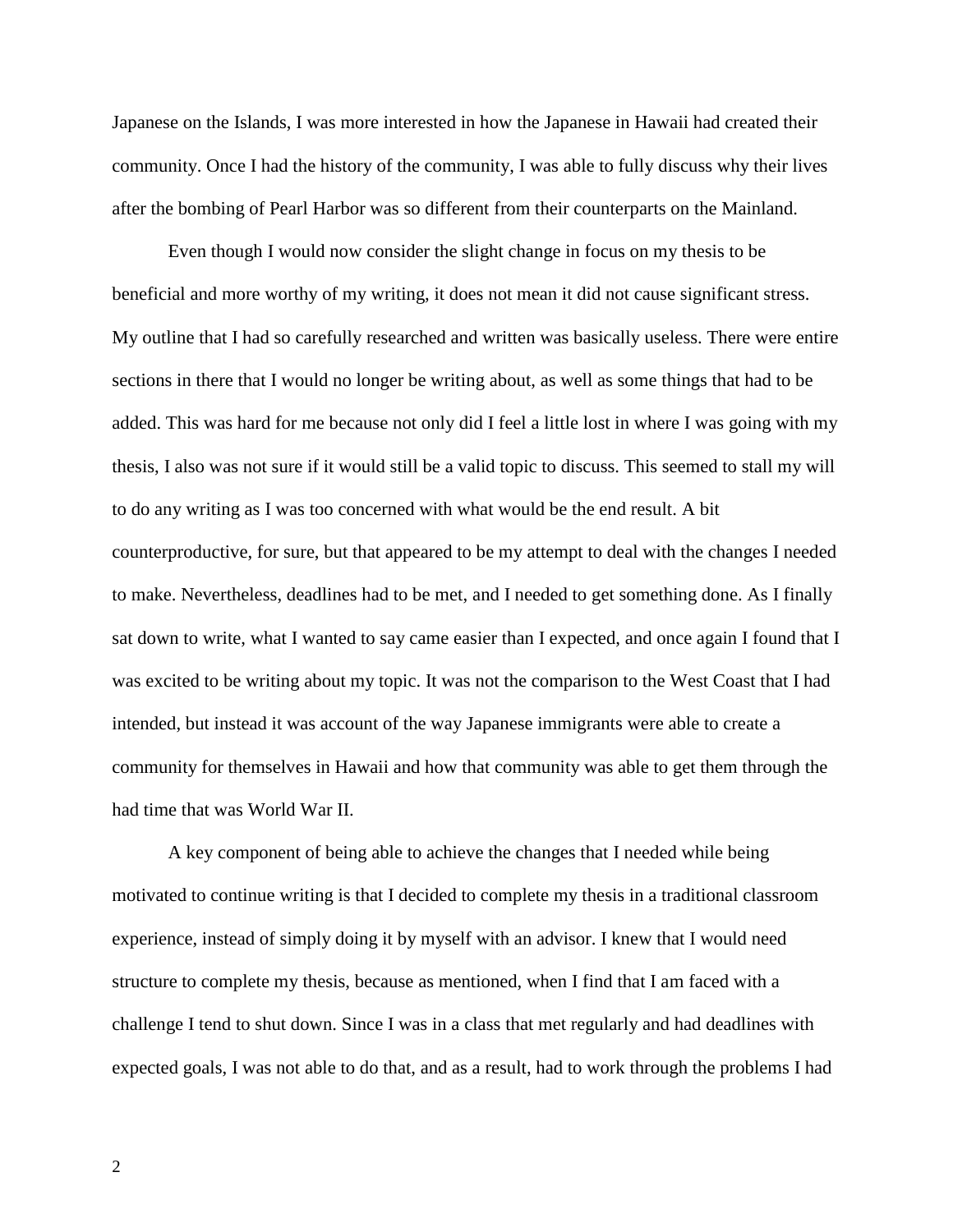Japanese on the Islands, I was more interested in how the Japanese in Hawaii had created their community. Once I had the history of the community, I was able to fully discuss why their lives after the bombing of Pearl Harbor was so different from their counterparts on the Mainland.

Even though I would now consider the slight change in focus on my thesis to be beneficial and more worthy of my writing, it does not mean it did not cause significant stress. My outline that I had so carefully researched and written was basically useless. There were entire sections in there that I would no longer be writing about, as well as some things that had to be added. This was hard for me because not only did I feel a little lost in where I was going with my thesis, I also was not sure if it would still be a valid topic to discuss. This seemed to stall my will to do any writing as I was too concerned with what would be the end result. A bit counterproductive, for sure, but that appeared to be my attempt to deal with the changes I needed to make. Nevertheless, deadlines had to be met, and I needed to get something done. As I finally sat down to write, what I wanted to say came easier than I expected, and once again I found that I was excited to be writing about my topic. It was not the comparison to the West Coast that I had intended, but instead it was account of the way Japanese immigrants were able to create a community for themselves in Hawaii and how that community was able to get them through the had time that was World War II.

A key component of being able to achieve the changes that I needed while being motivated to continue writing is that I decided to complete my thesis in a traditional classroom experience, instead of simply doing it by myself with an advisor. I knew that I would need structure to complete my thesis, because as mentioned, when I find that I am faced with a challenge I tend to shut down. Since I was in a class that met regularly and had deadlines with expected goals, I was not able to do that, and as a result, had to work through the problems I had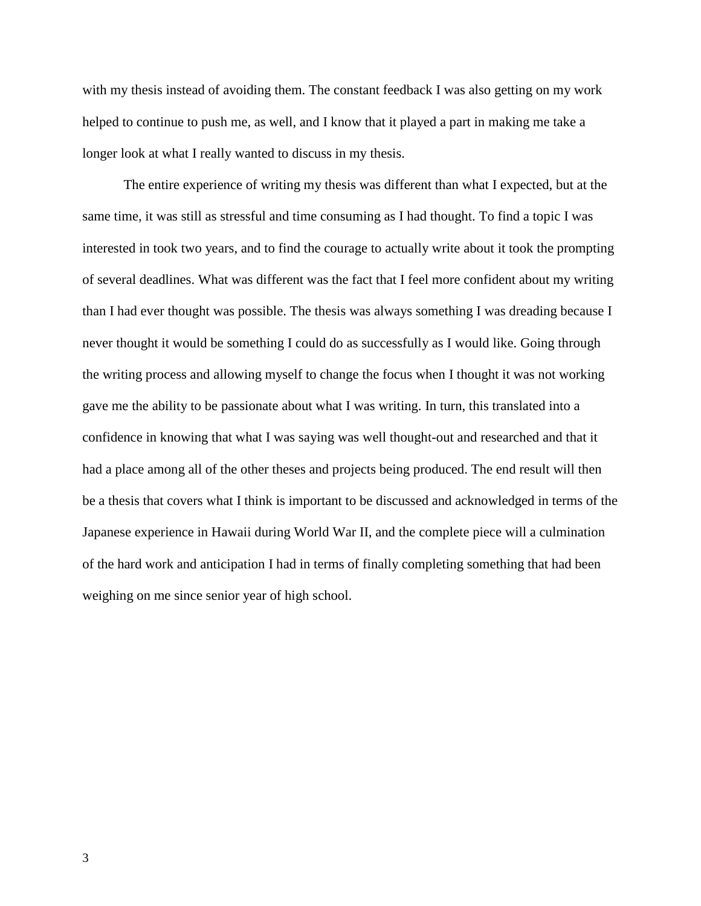with my thesis instead of avoiding them. The constant feedback I was also getting on my work helped to continue to push me, as well, and I know that it played a part in making me take a longer look at what I really wanted to discuss in my thesis.

The entire experience of writing my thesis was different than what I expected, but at the same time, it was still as stressful and time consuming as I had thought. To find a topic I was interested in took two years, and to find the courage to actually write about it took the prompting of several deadlines. What was different was the fact that I feel more confident about my writing than I had ever thought was possible. The thesis was always something I was dreading because I never thought it would be something I could do as successfully as I would like. Going through the writing process and allowing myself to change the focus when I thought it was not working gave me the ability to be passionate about what I was writing. In turn, this translated into a confidence in knowing that what I was saying was well thought-out and researched and that it had a place among all of the other theses and projects being produced. The end result will then be a thesis that covers what I think is important to be discussed and acknowledged in terms of the Japanese experience in Hawaii during World War II, and the complete piece will a culmination of the hard work and anticipation I had in terms of finally completing something that had been weighing on me since senior year of high school.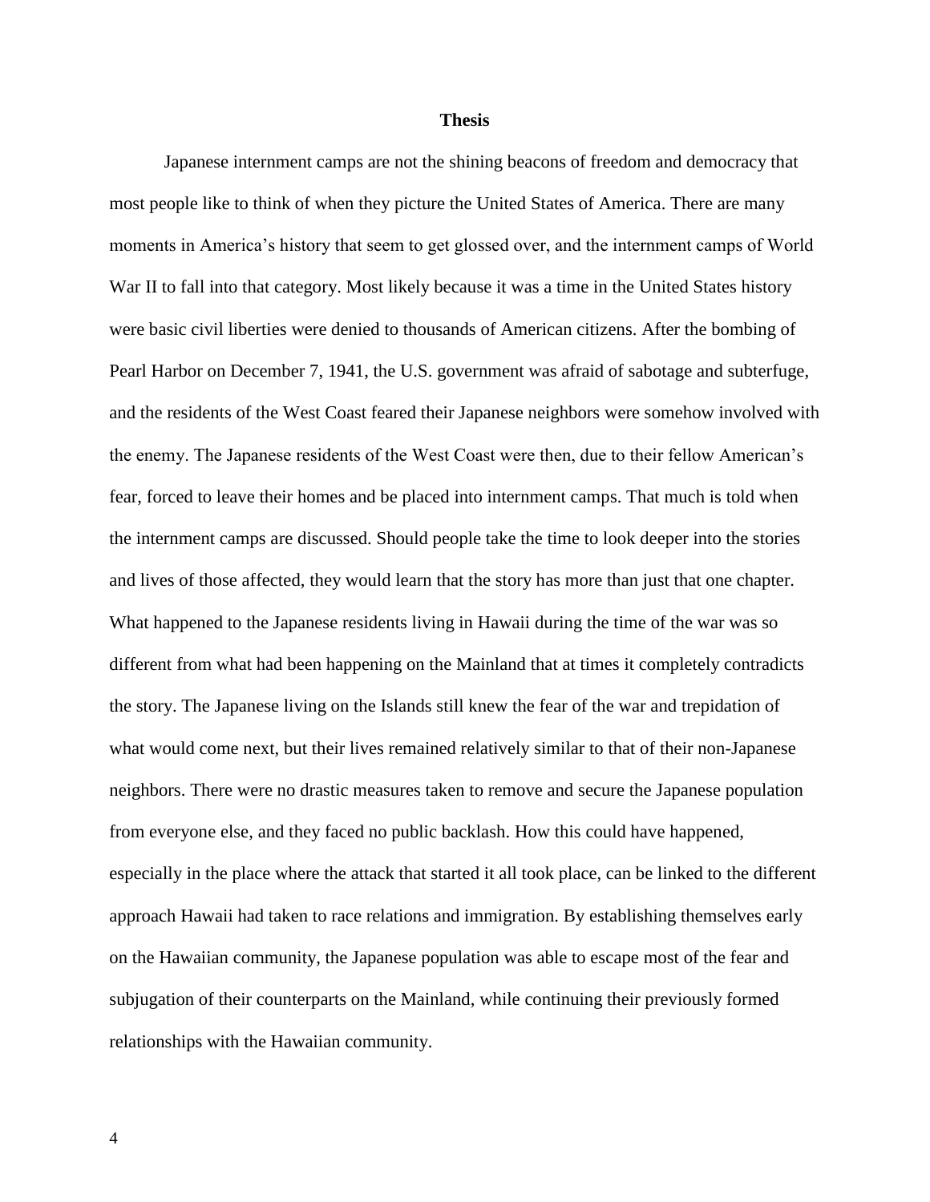## Thesis

Japanese internment camps are not the shining beacons of freedom and democracy that most people like to think of when they picture the United States of America. There are many moments in America's history that seem to get glossed over, and the internment camps of World War II to fall into that category. Most likely because it was a time in the United States history were basic civil liberties were denied to thousands of American citizens. After the bombing of Pearl Harbor on December 7, 1941, the U.S. government was afraid of sabotage and subterfuge, and the residents of the West Coast feared their Japanese neighbors were somehow involved with the enemy. The Japanese residents of the West Coast were then, due to their fellow American's fear, forced to leave their homes and be placed into internment camps. That much is told when the internment camps are discussed. Should people take the time to look deeper into the stories and lives of those affected, they would learn that the story has more than just that one chapter. What happened to the Japanese residents living in Hawaii during the time of the war was so different from what had been happening on the Mainland that at times it completely contradicts the story. The Japanese living on the Islands still knew the fear of the war and trepidation of what would come next, but their lives remained relatively similar to that of their non-Japanese neighbors. There were no drastic measures taken to remove and secure the Japanese population from everyone else, and they faced no public backlash. How this could have happened, especially in the place where the attack that started it all took place, can be linked to the different approach Hawaii had taken to race relations and immigration. By establishing themselves early on the Hawaiian community, the Japanese population was able to escape most of the fear and subjugation of their counterparts on the Mainland, while continuing their previously formed relationships with the Hawaiian community.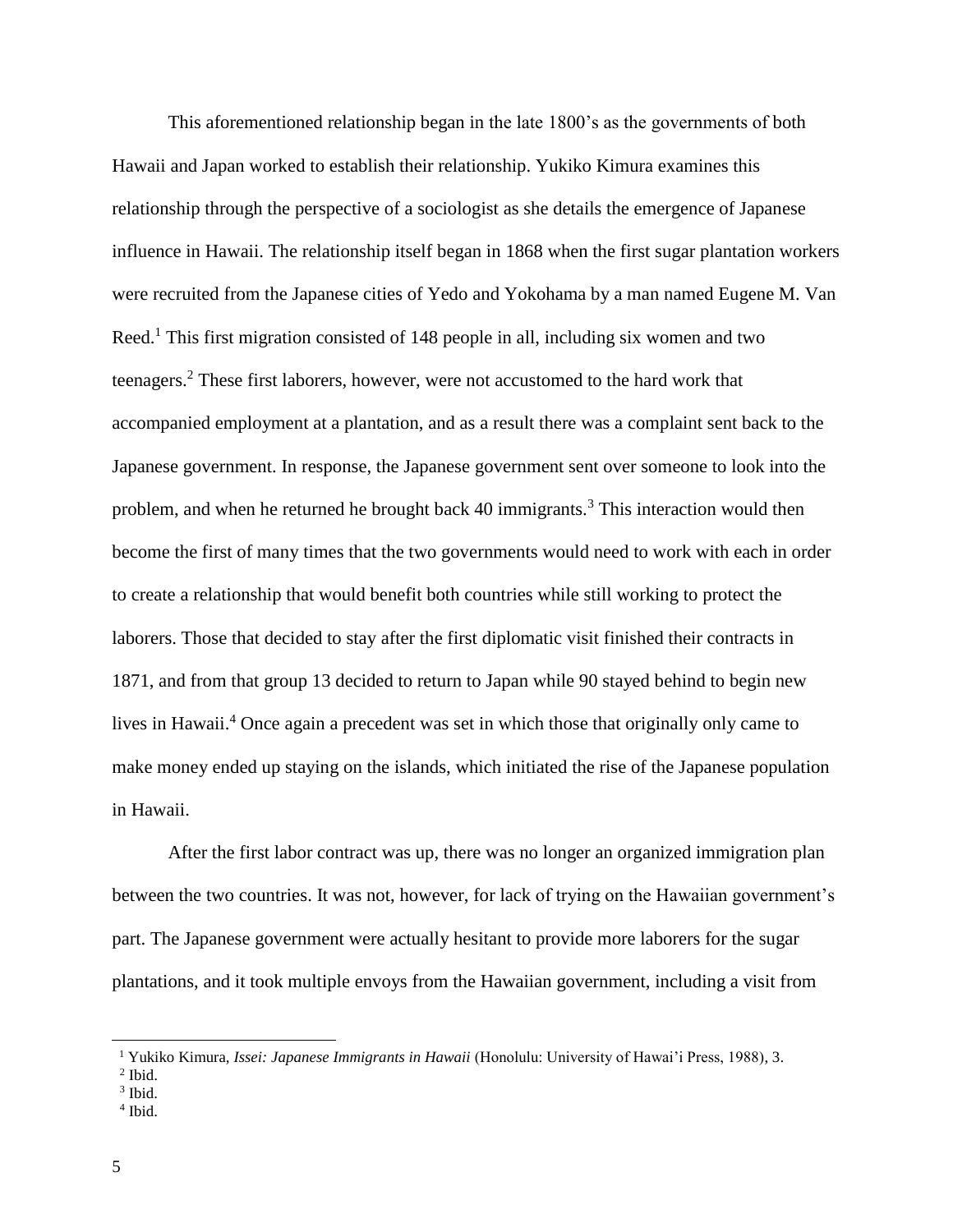This aforementioned relationship began in the late 1800's as the governments of both Hawaii and Japan worked to establish their relationship. Yukiko Kimura examines this relationship through the perspective of a sociologist as she details the emergence of Japanese influence in Hawaii. The relationship itself began in 1868 when the first sugar plantation workers were recruited from the Japanese cities of Yedo and Yokohama by a man named Eugene M. Van Reed.[1] This first migration consisted of 148 people in all, including six women and two teenagers.[2] These first laborers, however, were not accustomed to the hard work that accompanied employment at a plantation, and as a result there was a complaint sent back to the Japanese government. In response, the Japanese government sent over someone to look into the problem, and when he returned he brought back 40 immigrants.[3] This interaction would then become the first of many times that the two governments would need to work with each in order to create a relationship that would benefit both countries while still working to protect the laborers. Those that decided to stay after the first diplomatic visit finished their contracts in 1871, and from that group 13 decided to return to Japan while 90 stayed behind to begin new lives in Hawaii.[4] Once again a precedent was set in which those that originally only came to make money ended up staying on the islands, which initiated the rise of the Japanese population in Hawaii.

After the first labor contract was up, there was no longer an organized immigration plan between the two countries. It was not, however, for lack of trying on the Hawaiian government's part. The Japanese government were actually hesitant to provide more laborers for the sugar plantations, and it took multiple envoys from the Hawaiian government, including a visit from

---

[1] Yukiko Kimura, *Issei: Japanese Immigrants in Hawaii* (Honolulu: University of Hawai'i Press, 1988), 3.

[2] Ibid.

[3] Ibid.

[4] Ibid.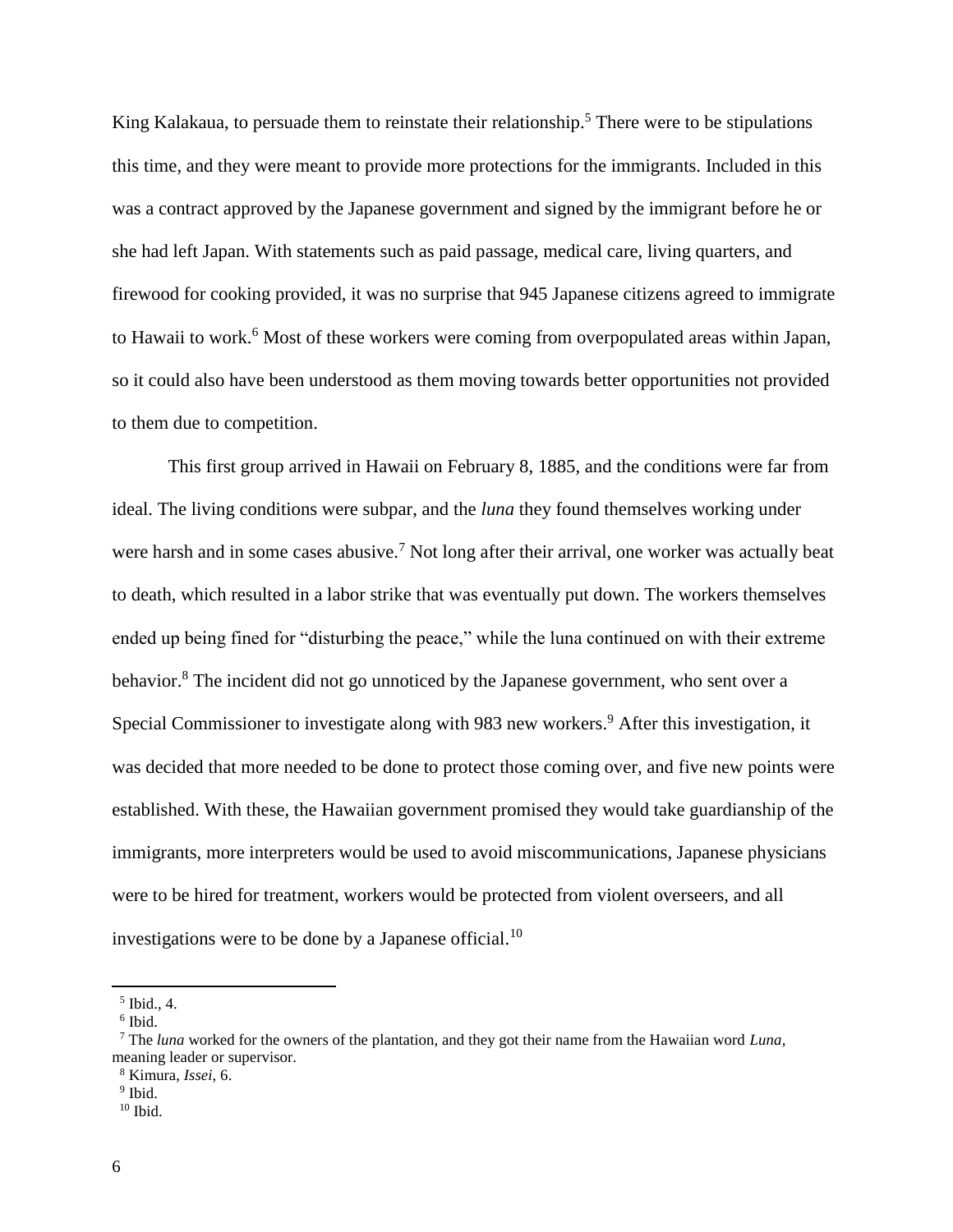King Kalakaua, to persuade them to reinstate their relationship.[5] There were to be stipulations this time, and they were meant to provide more protections for the immigrants. Included in this was a contract approved by the Japanese government and signed by the immigrant before he or she had left Japan. With statements such as paid passage, medical care, living quarters, and firewood for cooking provided, it was no surprise that 945 Japanese citizens agreed to immigrate to Hawaii to work.[6] Most of these workers were coming from overpopulated areas within Japan, so it could also have been understood as them moving towards better opportunities not provided to them due to competition.

This first group arrived in Hawaii on February 8, 1885, and the conditions were far from ideal. The living conditions were subpar, and the *luna* they found themselves working under were harsh and in some cases abusive.[7] Not long after their arrival, one worker was actually beat to death, which resulted in a labor strike that was eventually put down. The workers themselves ended up being fined for "disturbing the peace," while the luna continued on with their extreme behavior.[8] The incident did not go unnoticed by the Japanese government, who sent over a Special Commissioner to investigate along with 983 new workers.[9] After this investigation, it was decided that more needed to be done to protect those coming over, and five new points were established. With these, the Hawaiian government promised they would take guardianship of the immigrants, more interpreters would be used to avoid miscommunications, Japanese physicians were to be hired for treatment, workers would be protected from violent overseers, and all investigations were to be done by a Japanese official.[10]

---

[5] Ibid., 4.

[6] Ibid.

[7] The *luna* worked for the owners of the plantation, and they got their name from the Hawaiian word *Luna*, meaning leader or supervisor.

[8] Kimura, *Issei*, 6.

[9] Ibid.

[10] Ibid.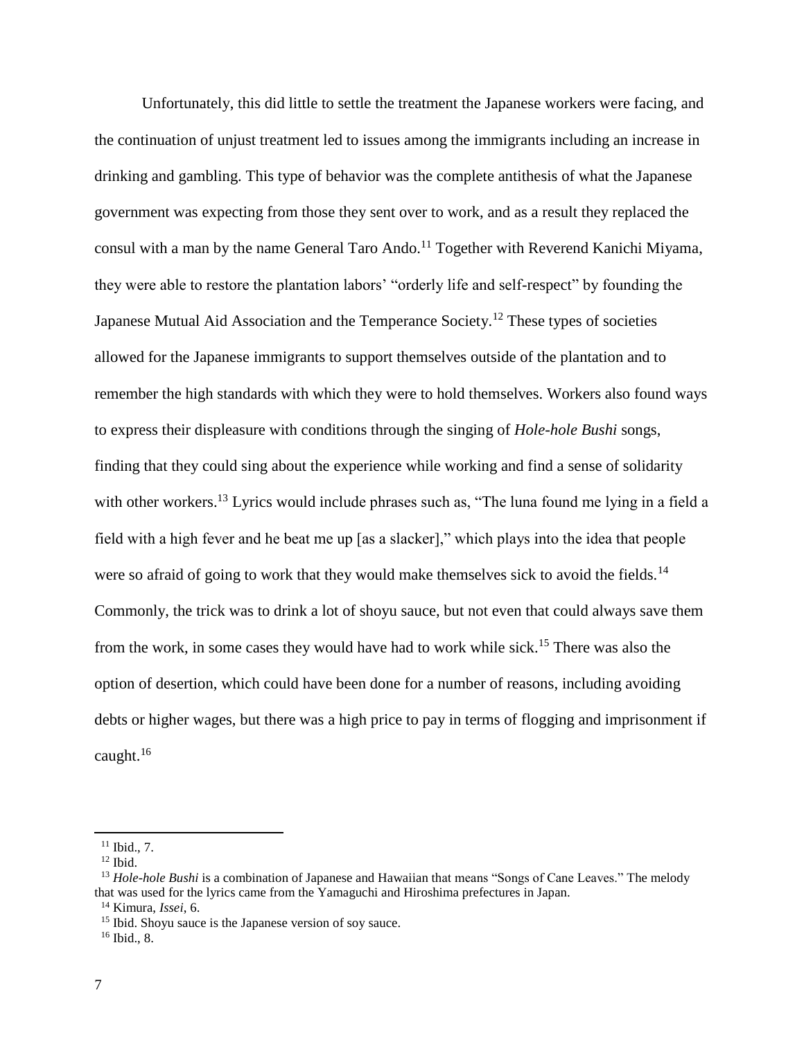Unfortunately, this did little to settle the treatment the Japanese workers were facing, and the continuation of unjust treatment led to issues among the immigrants including an increase in drinking and gambling. This type of behavior was the complete antithesis of what the Japanese government was expecting from those they sent over to work, and as a result they replaced the consul with a man by the name General Taro Ando.[11] Together with Reverend Kanichi Miyama, they were able to restore the plantation labors' "orderly life and self-respect" by founding the Japanese Mutual Aid Association and the Temperance Society.[12] These types of societies allowed for the Japanese immigrants to support themselves outside of the plantation and to remember the high standards with which they were to hold themselves. Workers also found ways to express their displeasure with conditions through the singing of *Hole-hole Bushi* songs, finding that they could sing about the experience while working and find a sense of solidarity with other workers.[13] Lyrics would include phrases such as, "The luna found me lying in a field a field with a high fever and he beat me up [as a slacker]," which plays into the idea that people were so afraid of going to work that they would make themselves sick to avoid the fields.[14] Commonly, the trick was to drink a lot of shoyu sauce, but not even that could always save them from the work, in some cases they would have had to work while sick.[15] There was also the option of desertion, which could have been done for a number of reasons, including avoiding debts or higher wages, but there was a high price to pay in terms of flogging and imprisonment if caught.[16]

---

[11] Ibid., 7.

[12] Ibid.

[13] *Hole-hole Bushi* is a combination of Japanese and Hawaiian that means "Songs of Cane Leaves." The melody that was used for the lyrics came from the Yamaguchi and Hiroshima prefectures in Japan.

[14] Kimura, *Issei*, 6.

[15] Ibid. Shoyu sauce is the Japanese version of soy sauce.

[16] Ibid., 8.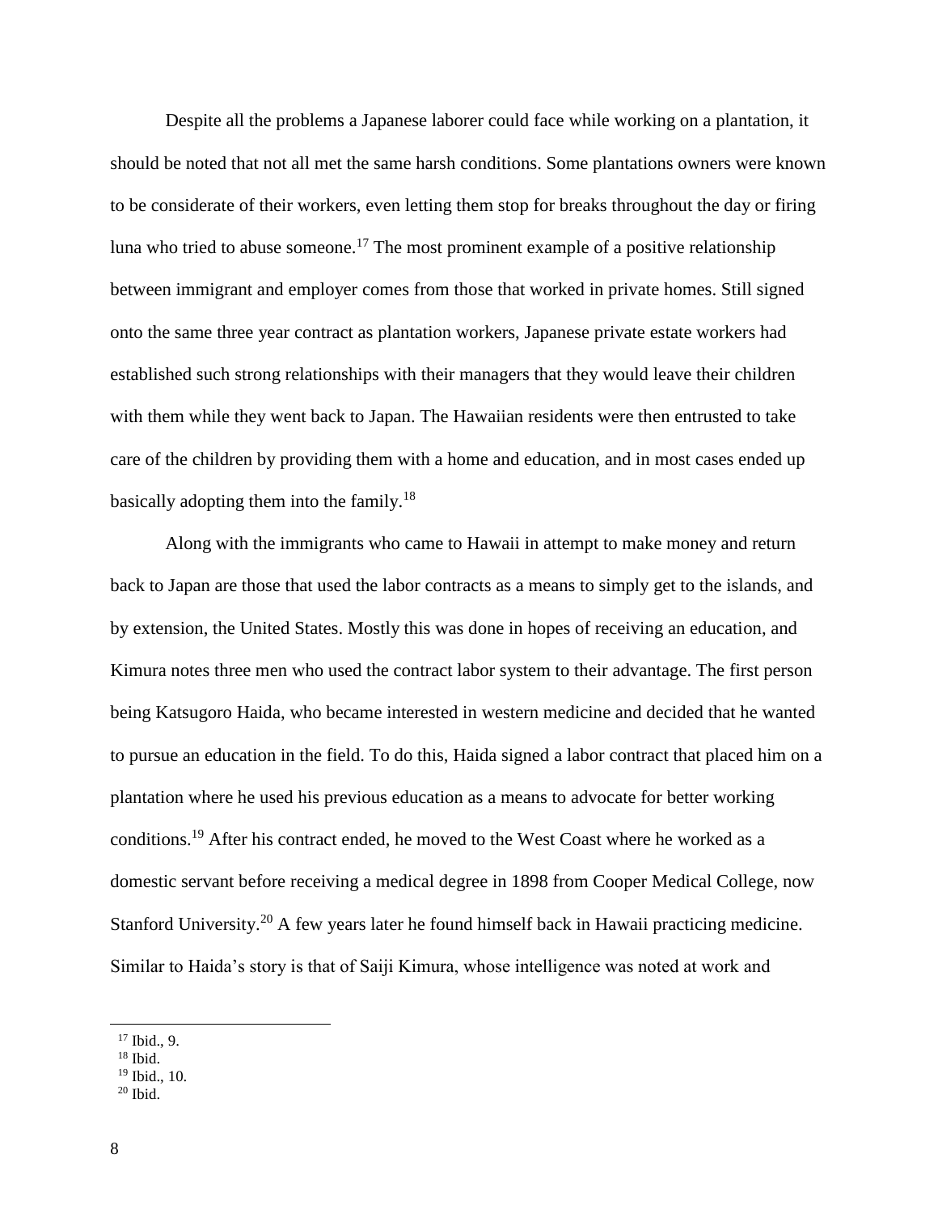Despite all the problems a Japanese laborer could face while working on a plantation, it should be noted that not all met the same harsh conditions. Some plantations owners were known to be considerate of their workers, even letting them stop for breaks throughout the day or firing luna who tried to abuse someone.[17] The most prominent example of a positive relationship between immigrant and employer comes from those that worked in private homes. Still signed onto the same three year contract as plantation workers, Japanese private estate workers had established such strong relationships with their managers that they would leave their children with them while they went back to Japan. The Hawaiian residents were then entrusted to take care of the children by providing them with a home and education, and in most cases ended up basically adopting them into the family.[18]

Along with the immigrants who came to Hawaii in attempt to make money and return back to Japan are those that used the labor contracts as a means to simply get to the islands, and by extension, the United States. Mostly this was done in hopes of receiving an education, and Kimura notes three men who used the contract labor system to their advantage. The first person being Katsugoro Haida, who became interested in western medicine and decided that he wanted to pursue an education in the field. To do this, Haida signed a labor contract that placed him on a plantation where he used his previous education as a means to advocate for better working conditions.[19] After his contract ended, he moved to the West Coast where he worked as a domestic servant before receiving a medical degree in 1898 from Cooper Medical College, now Stanford University.[20] A few years later he found himself back in Hawaii practicing medicine. Similar to Haida's story is that of Saiji Kimura, whose intelligence was noted at work and

---

[17] Ibid., 9.
[18] Ibid.
[19] Ibid., 10.
[20] Ibid.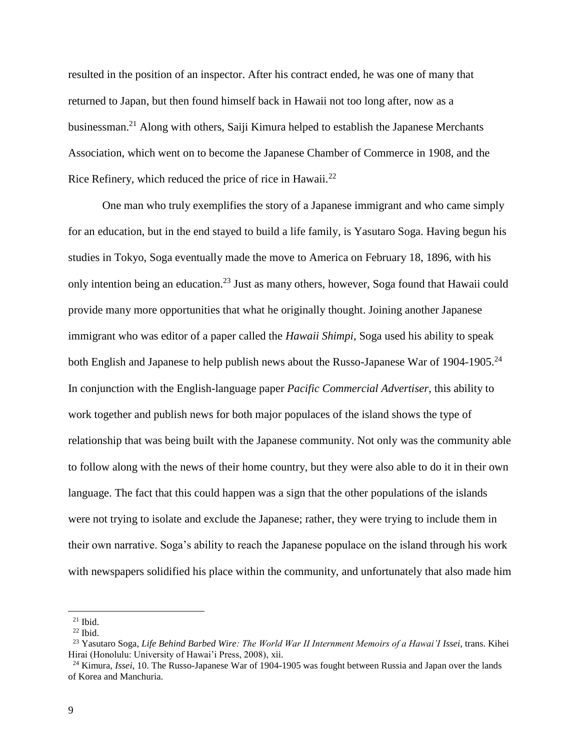resulted in the position of an inspector. After his contract ended, he was one of many that returned to Japan, but then found himself back in Hawaii not too long after, now as a businessman.[21] Along with others, Saiji Kimura helped to establish the Japanese Merchants Association, which went on to become the Japanese Chamber of Commerce in 1908, and the Rice Refinery, which reduced the price of rice in Hawaii.[22]

One man who truly exemplifies the story of a Japanese immigrant and who came simply for an education, but in the end stayed to build a life family, is Yasutaro Soga. Having begun his studies in Tokyo, Soga eventually made the move to America on February 18, 1896, with his only intention being an education.[23] Just as many others, however, Soga found that Hawaii could provide many more opportunities that what he originally thought. Joining another Japanese immigrant who was editor of a paper called the *Hawaii Shimpi*, Soga used his ability to speak both English and Japanese to help publish news about the Russo-Japanese War of 1904-1905.[24] In conjunction with the English-language paper *Pacific Commercial Advertiser*, this ability to work together and publish news for both major populaces of the island shows the type of relationship that was being built with the Japanese community. Not only was the community able to follow along with the news of their home country, but they were also able to do it in their own language. The fact that this could happen was a sign that the other populations of the islands were not trying to isolate and exclude the Japanese; rather, they were trying to include them in their own narrative. Soga's ability to reach the Japanese populace on the island through his work with newspapers solidified his place within the community, and unfortunately that also made him

---

[21] Ibid.

[22] Ibid.

[23] Yasutaro Soga, *Life Behind Barbed Wire: The World War II Internment Memoirs of a Hawai'I Issei*, trans. Kihei Hirai (Honolulu: University of Hawai'i Press, 2008), xii.

[24] Kimura, *Issei*, 10. The Russo-Japanese War of 1904-1905 was fought between Russia and Japan over the lands of Korea and Manchuria.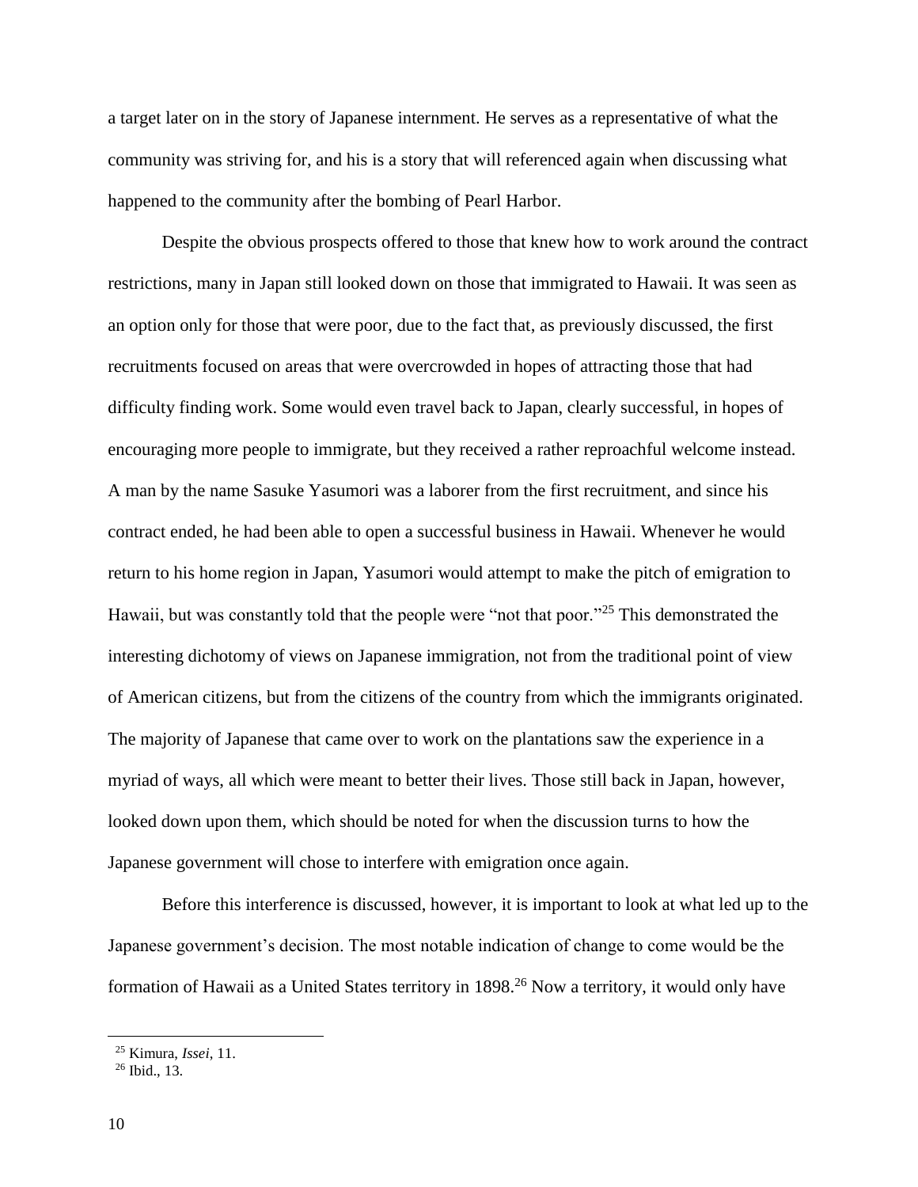a target later on in the story of Japanese internment. He serves as a representative of what the community was striving for, and his is a story that will referenced again when discussing what happened to the community after the bombing of Pearl Harbor.

Despite the obvious prospects offered to those that knew how to work around the contract restrictions, many in Japan still looked down on those that immigrated to Hawaii. It was seen as an option only for those that were poor, due to the fact that, as previously discussed, the first recruitments focused on areas that were overcrowded in hopes of attracting those that had difficulty finding work. Some would even travel back to Japan, clearly successful, in hopes of encouraging more people to immigrate, but they received a rather reproachful welcome instead. A man by the name Sasuke Yasumori was a laborer from the first recruitment, and since his contract ended, he had been able to open a successful business in Hawaii. Whenever he would return to his home region in Japan, Yasumori would attempt to make the pitch of emigration to Hawaii, but was constantly told that the people were "not that poor."[25] This demonstrated the interesting dichotomy of views on Japanese immigration, not from the traditional point of view of American citizens, but from the citizens of the country from which the immigrants originated. The majority of Japanese that came over to work on the plantations saw the experience in a myriad of ways, all which were meant to better their lives. Those still back in Japan, however, looked down upon them, which should be noted for when the discussion turns to how the Japanese government will chose to interfere with emigration once again.

Before this interference is discussed, however, it is important to look at what led up to the Japanese government's decision. The most notable indication of change to come would be the formation of Hawaii as a United States territory in 1898.[26] Now a territory, it would only have

---

[25] Kimura, *Issei*, 11.

[26] Ibid., 13.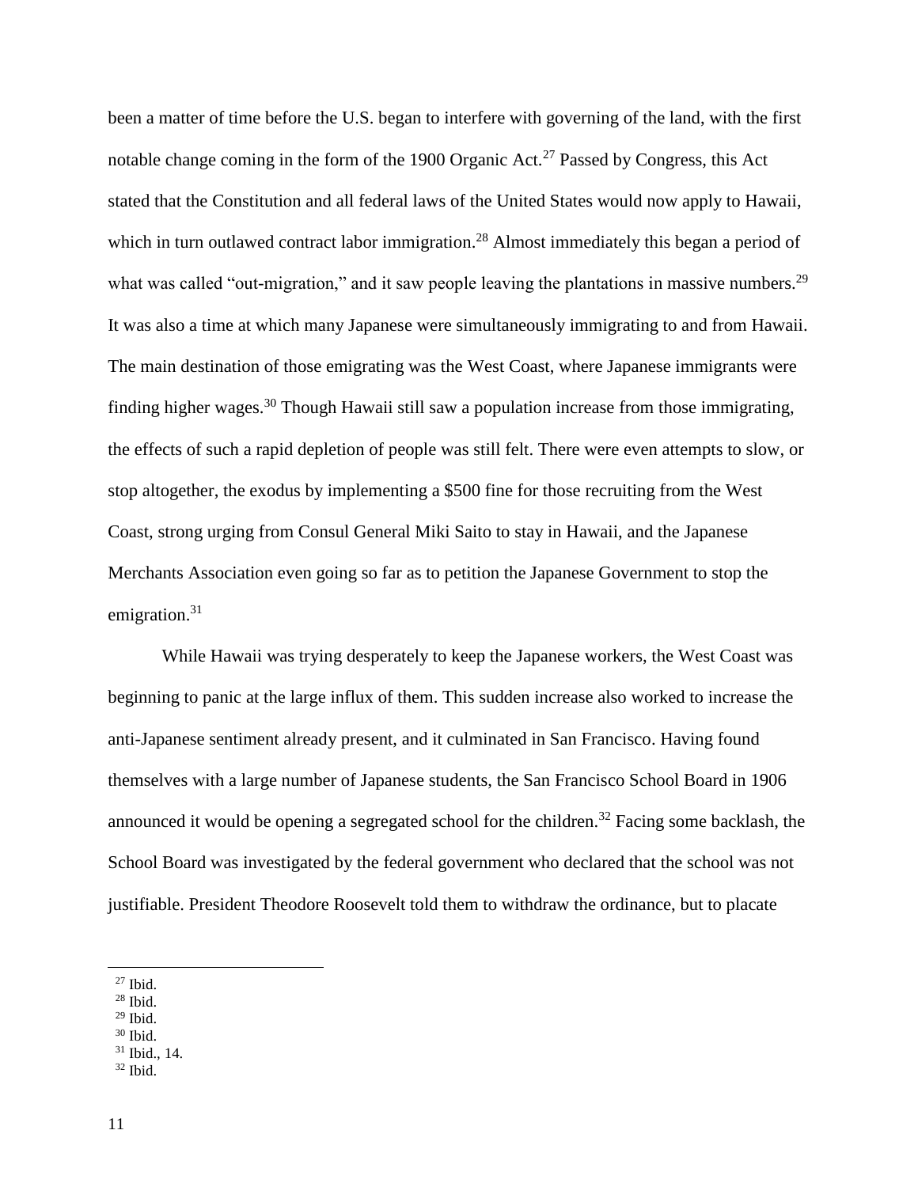been a matter of time before the U.S. began to interfere with governing of the land, with the first notable change coming in the form of the 1900 Organic Act.[27] Passed by Congress, this Act stated that the Constitution and all federal laws of the United States would now apply to Hawaii, which in turn outlawed contract labor immigration.[28] Almost immediately this began a period of what was called "out-migration," and it saw people leaving the plantations in massive numbers.[29] It was also a time at which many Japanese were simultaneously immigrating to and from Hawaii. The main destination of those emigrating was the West Coast, where Japanese immigrants were finding higher wages.[30] Though Hawaii still saw a population increase from those immigrating, the effects of such a rapid depletion of people was still felt. There were even attempts to slow, or stop altogether, the exodus by implementing a $500 fine for those recruiting from the West Coast, strong urging from Consul General Miki Saito to stay in Hawaii, and the Japanese Merchants Association even going so far as to petition the Japanese Government to stop the emigration.[31]

While Hawaii was trying desperately to keep the Japanese workers, the West Coast was beginning to panic at the large influx of them. This sudden increase also worked to increase the anti-Japanese sentiment already present, and it culminated in San Francisco. Having found themselves with a large number of Japanese students, the San Francisco School Board in 1906 announced it would be opening a segregated school for the children.[32] Facing some backlash, the School Board was investigated by the federal government who declared that the school was not justifiable. President Theodore Roosevelt told them to withdraw the ordinance, but to placate

---

[27] Ibid.
[28] Ibid.
[29] Ibid.
[30] Ibid.
[31] Ibid., 14.
[32] Ibid.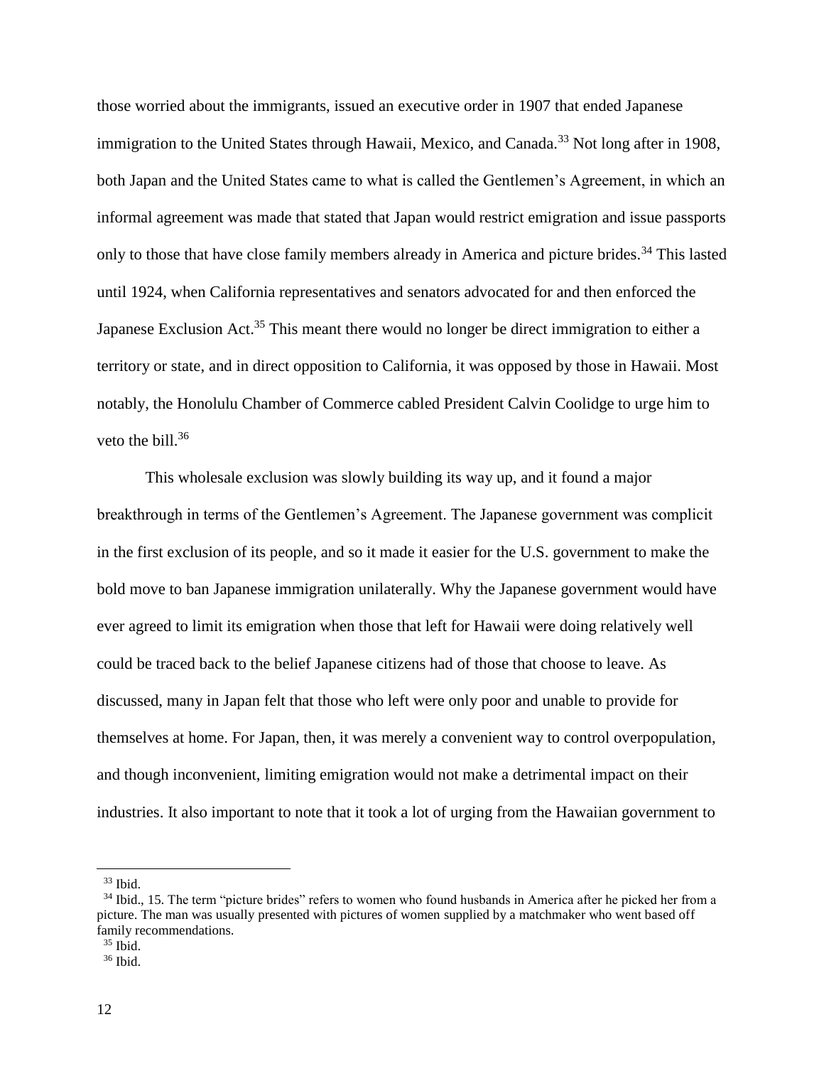those worried about the immigrants, issued an executive order in 1907 that ended Japanese immigration to the United States through Hawaii, Mexico, and Canada.[33] Not long after in 1908, both Japan and the United States came to what is called the Gentlemen's Agreement, in which an informal agreement was made that stated that Japan would restrict emigration and issue passports only to those that have close family members already in America and picture brides.[34] This lasted until 1924, when California representatives and senators advocated for and then enforced the Japanese Exclusion Act.[35] This meant there would no longer be direct immigration to either a territory or state, and in direct opposition to California, it was opposed by those in Hawaii. Most notably, the Honolulu Chamber of Commerce cabled President Calvin Coolidge to urge him to veto the bill.[36]

This wholesale exclusion was slowly building its way up, and it found a major breakthrough in terms of the Gentlemen's Agreement. The Japanese government was complicit in the first exclusion of its people, and so it made it easier for the U.S. government to make the bold move to ban Japanese immigration unilaterally. Why the Japanese government would have ever agreed to limit its emigration when those that left for Hawaii were doing relatively well could be traced back to the belief Japanese citizens had of those that choose to leave. As discussed, many in Japan felt that those who left were only poor and unable to provide for themselves at home. For Japan, then, it was merely a convenient way to control overpopulation, and though inconvenient, limiting emigration would not make a detrimental impact on their industries. It also important to note that it took a lot of urging from the Hawaiian government to

---

[33] Ibid.

[34] Ibid., 15. The term "picture brides" refers to women who found husbands in America after he picked her from a picture. The man was usually presented with pictures of women supplied by a matchmaker who went based off family recommendations.

[35] Ibid.

[36] Ibid.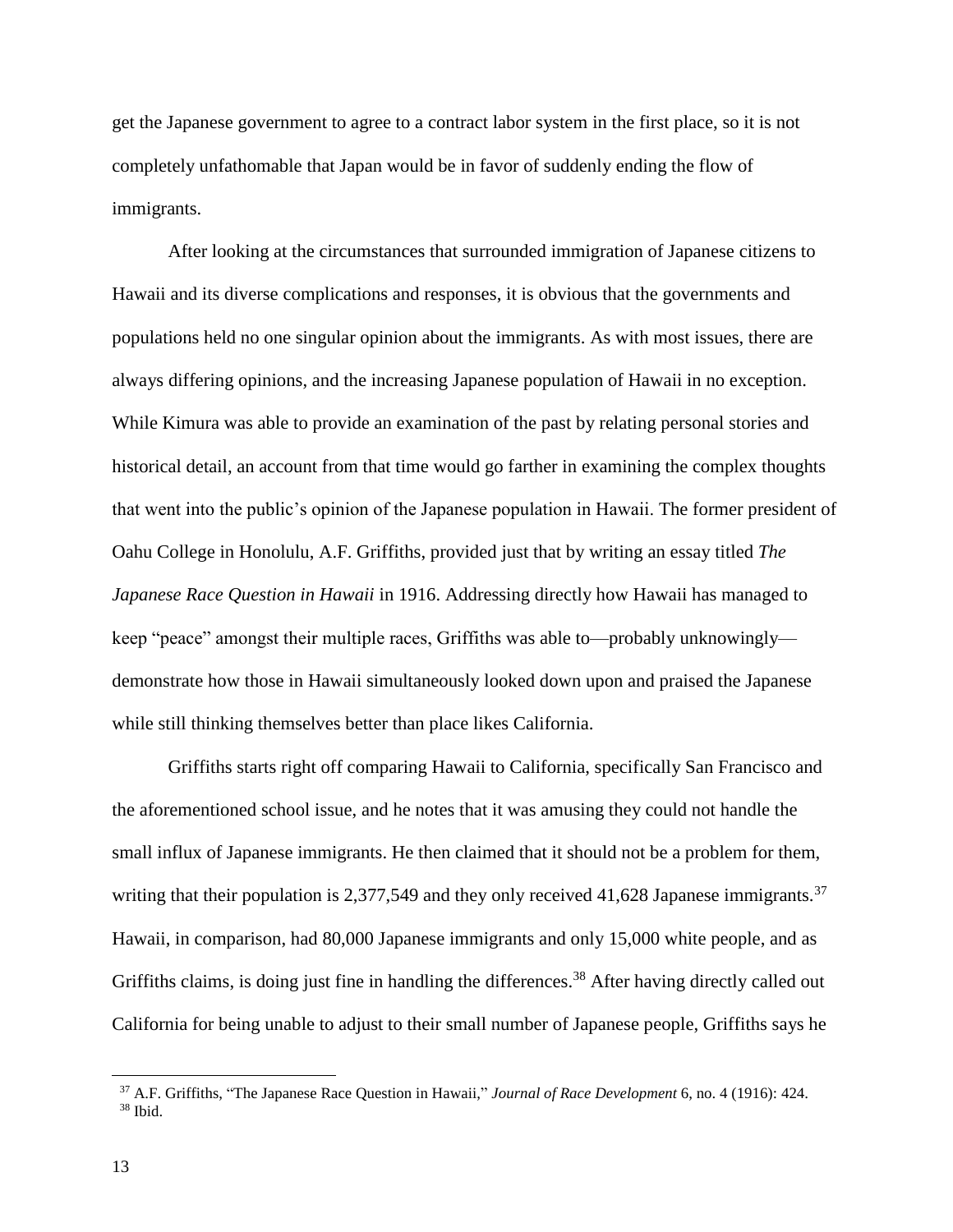get the Japanese government to agree to a contract labor system in the first place, so it is not completely unfathomable that Japan would be in favor of suddenly ending the flow of immigrants.

After looking at the circumstances that surrounded immigration of Japanese citizens to Hawaii and its diverse complications and responses, it is obvious that the governments and populations held no one singular opinion about the immigrants. As with most issues, there are always differing opinions, and the increasing Japanese population of Hawaii in no exception. While Kimura was able to provide an examination of the past by relating personal stories and historical detail, an account from that time would go farther in examining the complex thoughts that went into the public's opinion of the Japanese population in Hawaii. The former president of Oahu College in Honolulu, A.F. Griffiths, provided just that by writing an essay titled *The Japanese Race Question in Hawaii* in 1916. Addressing directly how Hawaii has managed to keep "peace" amongst their multiple races, Griffiths was able to—probably unknowingly—demonstrate how those in Hawaii simultaneously looked down upon and praised the Japanese while still thinking themselves better than place likes California.

Griffiths starts right off comparing Hawaii to California, specifically San Francisco and the aforementioned school issue, and he notes that it was amusing they could not handle the small influx of Japanese immigrants. He then claimed that it should not be a problem for them, writing that their population is 2,377,549 and they only received 41,628 Japanese immigrants.[37] Hawaii, in comparison, had 80,000 Japanese immigrants and only 15,000 white people, and as Griffiths claims, is doing just fine in handling the differences.[38] After having directly called out California for being unable to adjust to their small number of Japanese people, Griffiths says he

---

[37] A.F. Griffiths, "The Japanese Race Question in Hawaii," *Journal of Race Development* 6, no. 4 (1916): 424.

[38] Ibid.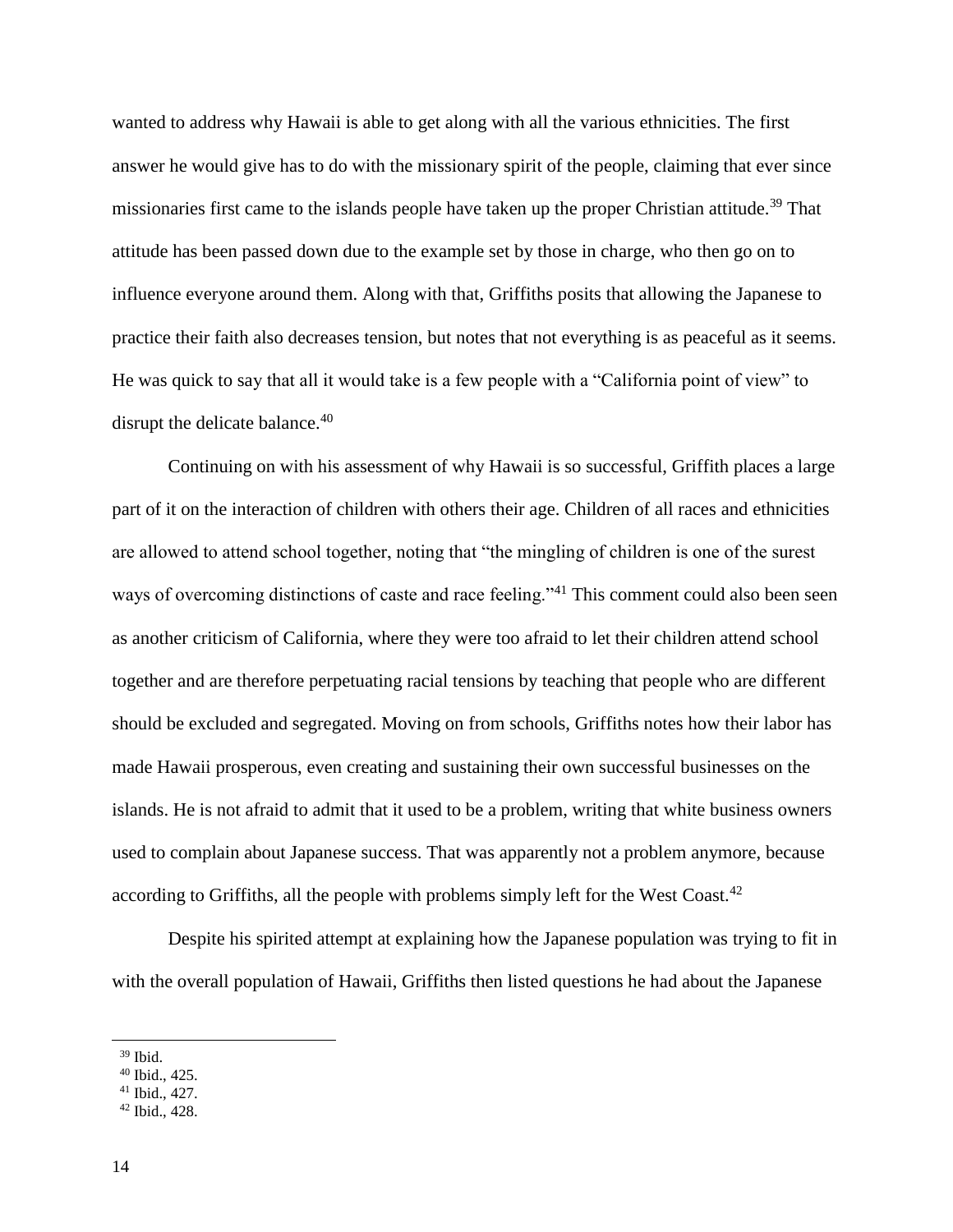wanted to address why Hawaii is able to get along with all the various ethnicities. The first answer he would give has to do with the missionary spirit of the people, claiming that ever since missionaries first came to the islands people have taken up the proper Christian attitude.[39] That attitude has been passed down due to the example set by those in charge, who then go on to influence everyone around them. Along with that, Griffiths posits that allowing the Japanese to practice their faith also decreases tension, but notes that not everything is as peaceful as it seems. He was quick to say that all it would take is a few people with a "California point of view" to disrupt the delicate balance.[40]

Continuing on with his assessment of why Hawaii is so successful, Griffith places a large part of it on the interaction of children with others their age. Children of all races and ethnicities are allowed to attend school together, noting that "the mingling of children is one of the surest ways of overcoming distinctions of caste and race feeling."[41] This comment could also been seen as another criticism of California, where they were too afraid to let their children attend school together and are therefore perpetuating racial tensions by teaching that people who are different should be excluded and segregated. Moving on from schools, Griffiths notes how their labor has made Hawaii prosperous, even creating and sustaining their own successful businesses on the islands. He is not afraid to admit that it used to be a problem, writing that white business owners used to complain about Japanese success. That was apparently not a problem anymore, because according to Griffiths, all the people with problems simply left for the West Coast.[42]

Despite his spirited attempt at explaining how the Japanese population was trying to fit in with the overall population of Hawaii, Griffiths then listed questions he had about the Japanese

---

[39] Ibid.

[40] Ibid., 425.

[41] Ibid., 427.

[42] Ibid., 428.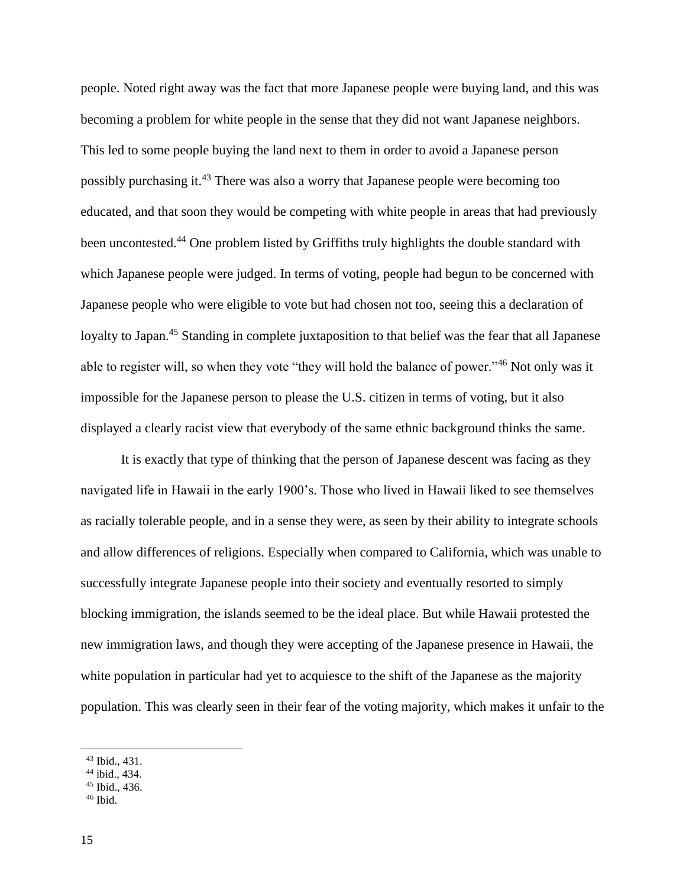people. Noted right away was the fact that more Japanese people were buying land, and this was becoming a problem for white people in the sense that they did not want Japanese neighbors. This led to some people buying the land next to them in order to avoid a Japanese person possibly purchasing it.[43] There was also a worry that Japanese people were becoming too educated, and that soon they would be competing with white people in areas that had previously been uncontested.[44] One problem listed by Griffiths truly highlights the double standard with which Japanese people were judged. In terms of voting, people had begun to be concerned with Japanese people who were eligible to vote but had chosen not too, seeing this a declaration of loyalty to Japan.[45] Standing in complete juxtaposition to that belief was the fear that all Japanese able to register will, so when they vote "they will hold the balance of power."[46] Not only was it impossible for the Japanese person to please the U.S. citizen in terms of voting, but it also displayed a clearly racist view that everybody of the same ethnic background thinks the same.

It is exactly that type of thinking that the person of Japanese descent was facing as they navigated life in Hawaii in the early 1900's. Those who lived in Hawaii liked to see themselves as racially tolerable people, and in a sense they were, as seen by their ability to integrate schools and allow differences of religions. Especially when compared to California, which was unable to successfully integrate Japanese people into their society and eventually resorted to simply blocking immigration, the islands seemed to be the ideal place. But while Hawaii protested the new immigration laws, and though they were accepting of the Japanese presence in Hawaii, the white population in particular had yet to acquiesce to the shift of the Japanese as the majority population. This was clearly seen in their fear of the voting majority, which makes it unfair to the

[43] Ibid., 431.
[44] ibid., 434.
[45] Ibid., 436.
[46] Ibid.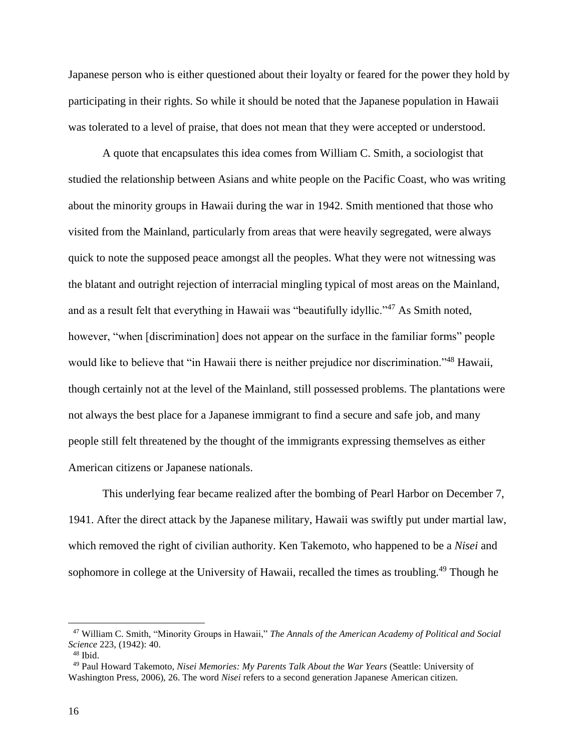Japanese person who is either questioned about their loyalty or feared for the power they hold by participating in their rights. So while it should be noted that the Japanese population in Hawaii was tolerated to a level of praise, that does not mean that they were accepted or understood.

A quote that encapsulates this idea comes from William C. Smith, a sociologist that studied the relationship between Asians and white people on the Pacific Coast, who was writing about the minority groups in Hawaii during the war in 1942. Smith mentioned that those who visited from the Mainland, particularly from areas that were heavily segregated, were always quick to note the supposed peace amongst all the peoples. What they were not witnessing was the blatant and outright rejection of interracial mingling typical of most areas on the Mainland, and as a result felt that everything in Hawaii was "beautifully idyllic."[47] As Smith noted, however, "when [discrimination] does not appear on the surface in the familiar forms" people would like to believe that "in Hawaii there is neither prejudice nor discrimination."[48] Hawaii, though certainly not at the level of the Mainland, still possessed problems. The plantations were not always the best place for a Japanese immigrant to find a secure and safe job, and many people still felt threatened by the thought of the immigrants expressing themselves as either American citizens or Japanese nationals.

This underlying fear became realized after the bombing of Pearl Harbor on December 7, 1941. After the direct attack by the Japanese military, Hawaii was swiftly put under martial law, which removed the right of civilian authority. Ken Takemoto, who happened to be a *Nisei* and sophomore in college at the University of Hawaii, recalled the times as troubling.[49] Though he

---

[47] William C. Smith, "Minority Groups in Hawaii," *The Annals of the American Academy of Political and Social Science* 223, (1942): 40.

[48] Ibid.

[49] Paul Howard Takemoto, *Nisei Memories: My Parents Talk About the War Years* (Seattle: University of Washington Press, 2006), 26. The word *Nisei* refers to a second generation Japanese American citizen.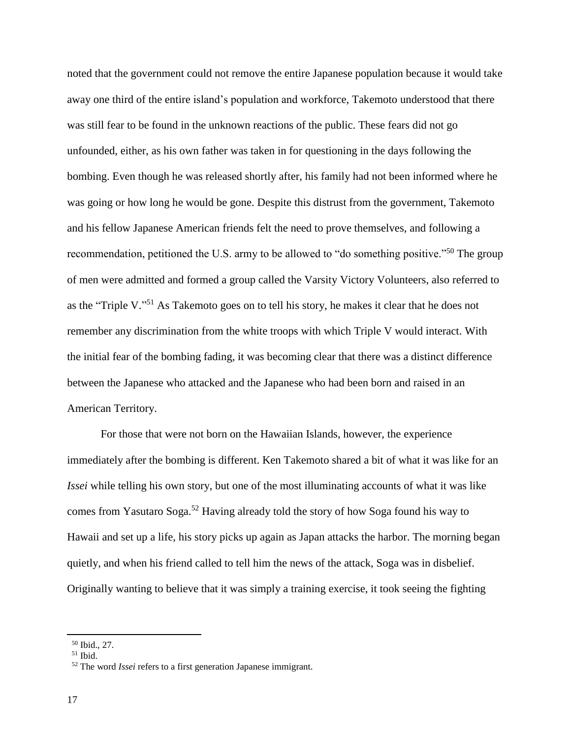noted that the government could not remove the entire Japanese population because it would take away one third of the entire island's population and workforce, Takemoto understood that there was still fear to be found in the unknown reactions of the public. These fears did not go unfounded, either, as his own father was taken in for questioning in the days following the bombing. Even though he was released shortly after, his family had not been informed where he was going or how long he would be gone. Despite this distrust from the government, Takemoto and his fellow Japanese American friends felt the need to prove themselves, and following a recommendation, petitioned the U.S. army to be allowed to "do something positive."[50] The group of men were admitted and formed a group called the Varsity Victory Volunteers, also referred to as the "Triple V."[51] As Takemoto goes on to tell his story, he makes it clear that he does not remember any discrimination from the white troops with which Triple V would interact. With the initial fear of the bombing fading, it was becoming clear that there was a distinct difference between the Japanese who attacked and the Japanese who had been born and raised in an American Territory.

For those that were not born on the Hawaiian Islands, however, the experience immediately after the bombing is different. Ken Takemoto shared a bit of what it was like for an *Issei* while telling his own story, but one of the most illuminating accounts of what it was like comes from Yasutaro Soga.[52] Having already told the story of how Soga found his way to Hawaii and set up a life, his story picks up again as Japan attacks the harbor. The morning began quietly, and when his friend called to tell him the news of the attack, Soga was in disbelief. Originally wanting to believe that it was simply a training exercise, it took seeing the fighting

---

[50] Ibid., 27.

[51] Ibid.

[52] The word *Issei* refers to a first generation Japanese immigrant.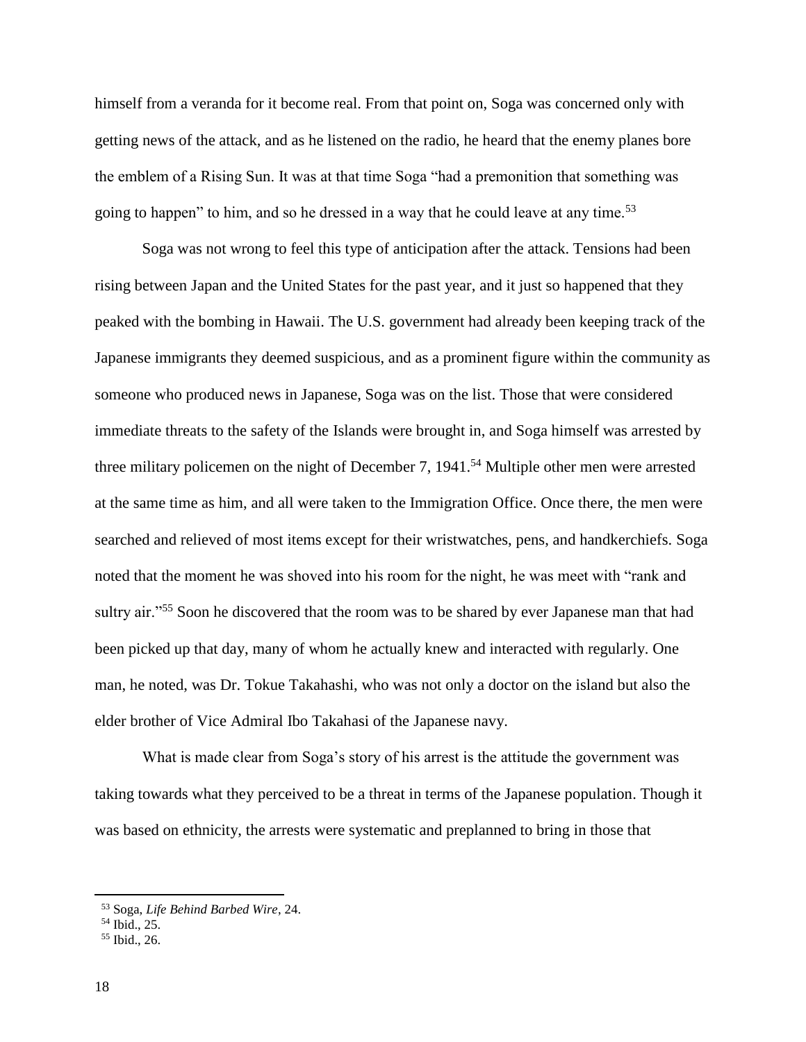himself from a veranda for it become real. From that point on, Soga was concerned only with getting news of the attack, and as he listened on the radio, he heard that the enemy planes bore the emblem of a Rising Sun. It was at that time Soga "had a premonition that something was going to happen" to him, and so he dressed in a way that he could leave at any time.[53]

Soga was not wrong to feel this type of anticipation after the attack. Tensions had been rising between Japan and the United States for the past year, and it just so happened that they peaked with the bombing in Hawaii. The U.S. government had already been keeping track of the Japanese immigrants they deemed suspicious, and as a prominent figure within the community as someone who produced news in Japanese, Soga was on the list. Those that were considered immediate threats to the safety of the Islands were brought in, and Soga himself was arrested by three military policemen on the night of December 7, 1941.[54] Multiple other men were arrested at the same time as him, and all were taken to the Immigration Office. Once there, the men were searched and relieved of most items except for their wristwatches, pens, and handkerchiefs. Soga noted that the moment he was shoved into his room for the night, he was meet with "rank and sultry air."[55] Soon he discovered that the room was to be shared by ever Japanese man that had been picked up that day, many of whom he actually knew and interacted with regularly. One man, he noted, was Dr. Tokue Takahashi, who was not only a doctor on the island but also the elder brother of Vice Admiral Ibo Takahasi of the Japanese navy.

What is made clear from Soga's story of his arrest is the attitude the government was taking towards what they perceived to be a threat in terms of the Japanese population. Though it was based on ethnicity, the arrests were systematic and preplanned to bring in those that

[53] Soga, *Life Behind Barbed Wire*, 24.
[54] Ibid., 25.
[55] Ibid., 26.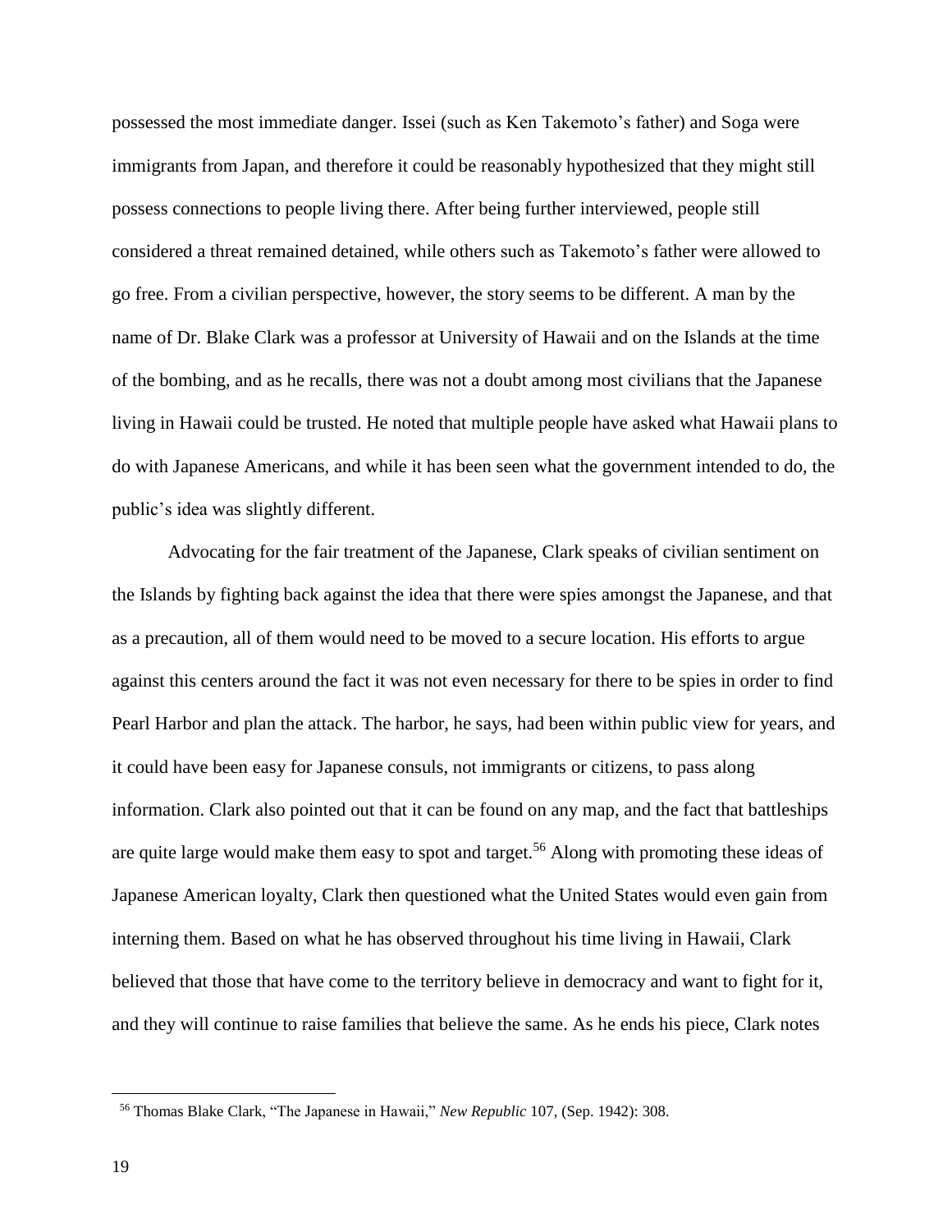possessed the most immediate danger. Issei (such as Ken Takemoto's father) and Soga were immigrants from Japan, and therefore it could be reasonably hypothesized that they might still possess connections to people living there. After being further interviewed, people still considered a threat remained detained, while others such as Takemoto's father were allowed to go free. From a civilian perspective, however, the story seems to be different. A man by the name of Dr. Blake Clark was a professor at University of Hawaii and on the Islands at the time of the bombing, and as he recalls, there was not a doubt among most civilians that the Japanese living in Hawaii could be trusted. He noted that multiple people have asked what Hawaii plans to do with Japanese Americans, and while it has been seen what the government intended to do, the public's idea was slightly different.

Advocating for the fair treatment of the Japanese, Clark speaks of civilian sentiment on the Islands by fighting back against the idea that there were spies amongst the Japanese, and that as a precaution, all of them would need to be moved to a secure location. His efforts to argue against this centers around the fact it was not even necessary for there to be spies in order to find Pearl Harbor and plan the attack. The harbor, he says, had been within public view for years, and it could have been easy for Japanese consuls, not immigrants or citizens, to pass along information. Clark also pointed out that it can be found on any map, and the fact that battleships are quite large would make them easy to spot and target.[56] Along with promoting these ideas of Japanese American loyalty, Clark then questioned what the United States would even gain from interning them. Based on what he has observed throughout his time living in Hawaii, Clark believed that those that have come to the territory believe in democracy and want to fight for it, and they will continue to raise families that believe the same. As he ends his piece, Clark notes

[56] Thomas Blake Clark, "The Japanese in Hawaii," *New Republic* 107, (Sep. 1942): 308.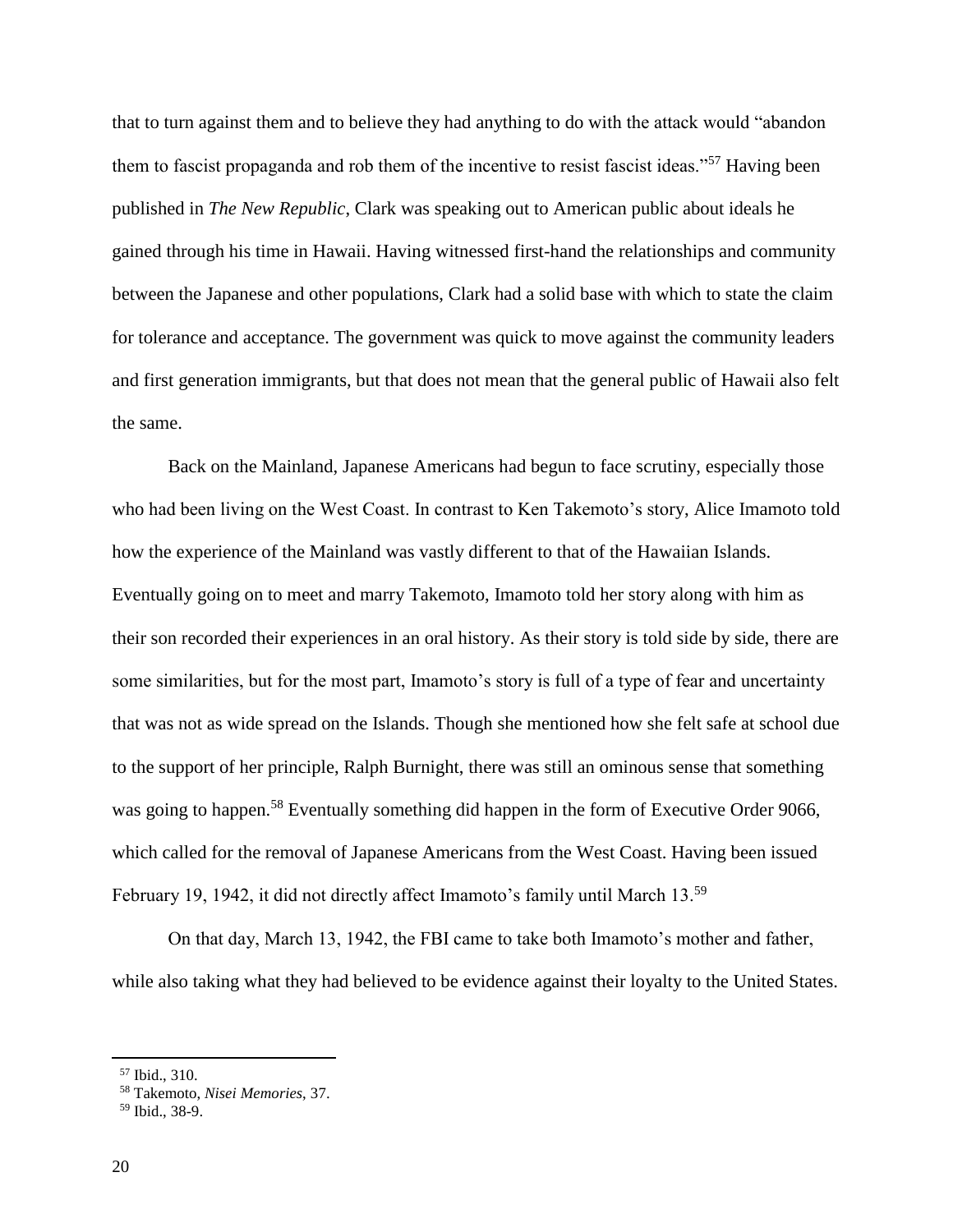that to turn against them and to believe they had anything to do with the attack would "abandon them to fascist propaganda and rob them of the incentive to resist fascist ideas."[57] Having been published in *The New Republic*, Clark was speaking out to American public about ideals he gained through his time in Hawaii. Having witnessed first-hand the relationships and community between the Japanese and other populations, Clark had a solid base with which to state the claim for tolerance and acceptance. The government was quick to move against the community leaders and first generation immigrants, but that does not mean that the general public of Hawaii also felt the same.

Back on the Mainland, Japanese Americans had begun to face scrutiny, especially those who had been living on the West Coast. In contrast to Ken Takemoto's story, Alice Imamoto told how the experience of the Mainland was vastly different to that of the Hawaiian Islands. Eventually going on to meet and marry Takemoto, Imamoto told her story along with him as their son recorded their experiences in an oral history. As their story is told side by side, there are some similarities, but for the most part, Imamoto's story is full of a type of fear and uncertainty that was not as wide spread on the Islands. Though she mentioned how she felt safe at school due to the support of her principle, Ralph Burnight, there was still an ominous sense that something was going to happen.[58] Eventually something did happen in the form of Executive Order 9066, which called for the removal of Japanese Americans from the West Coast. Having been issued February 19, 1942, it did not directly affect Imamoto's family until March 13.[59]

On that day, March 13, 1942, the FBI came to take both Imamoto's mother and father, while also taking what they had believed to be evidence against their loyalty to the United States.

[57] Ibid., 310.

[58] Takemoto, *Nisei Memories*, 37.

[59] Ibid., 38-9.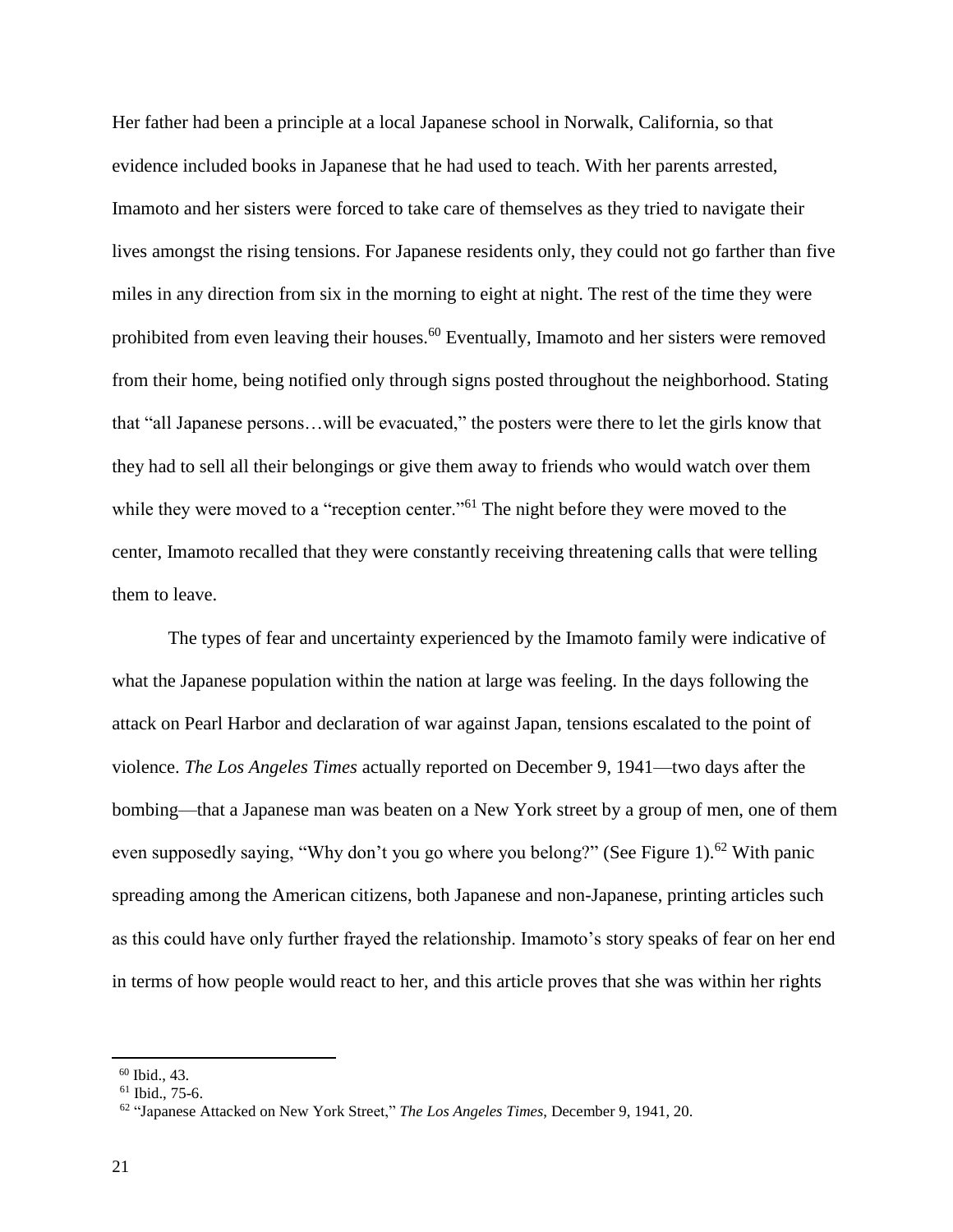Her father had been a principle at a local Japanese school in Norwalk, California, so that evidence included books in Japanese that he had used to teach. With her parents arrested, Imamoto and her sisters were forced to take care of themselves as they tried to navigate their lives amongst the rising tensions. For Japanese residents only, they could not go farther than five miles in any direction from six in the morning to eight at night. The rest of the time they were prohibited from even leaving their houses.[60] Eventually, Imamoto and her sisters were removed from their home, being notified only through signs posted throughout the neighborhood. Stating that "all Japanese persons…will be evacuated," the posters were there to let the girls know that they had to sell all their belongings or give them away to friends who would watch over them while they were moved to a "reception center."[61] The night before they were moved to the center, Imamoto recalled that they were constantly receiving threatening calls that were telling them to leave.

The types of fear and uncertainty experienced by the Imamoto family were indicative of what the Japanese population within the nation at large was feeling. In the days following the attack on Pearl Harbor and declaration of war against Japan, tensions escalated to the point of violence. *The Los Angeles Times* actually reported on December 9, 1941—two days after the bombing—that a Japanese man was beaten on a New York street by a group of men, one of them even supposedly saying, "Why don't you go where you belong?" (See Figure 1).[62] With panic spreading among the American citizens, both Japanese and non-Japanese, printing articles such as this could have only further frayed the relationship. Imamoto's story speaks of fear on her end in terms of how people would react to her, and this article proves that she was within her rights

---

[60] Ibid., 43.

[61] Ibid., 75-6.

[62] "Japanese Attacked on New York Street," *The Los Angeles Times*, December 9, 1941, 20.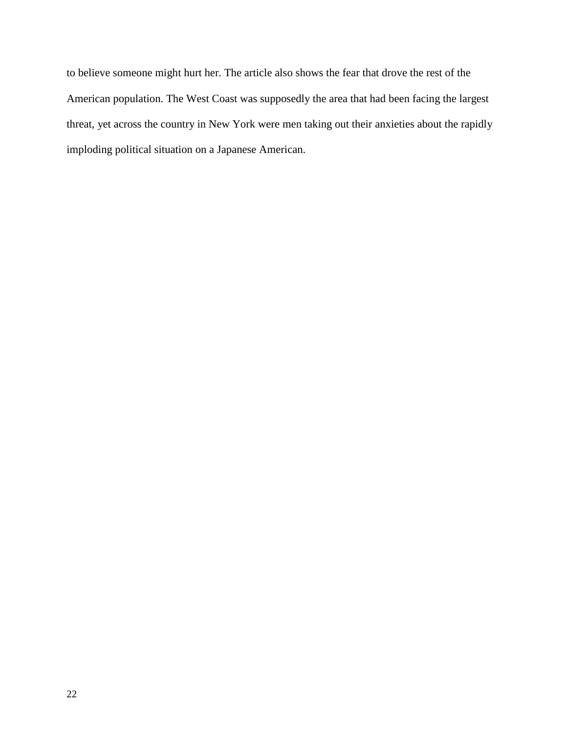to believe someone might hurt her. The article also shows the fear that drove the rest of the American population. The West Coast was supposedly the area that had been facing the largest threat, yet across the country in New York were men taking out their anxieties about the rapidly imploding political situation on a Japanese American.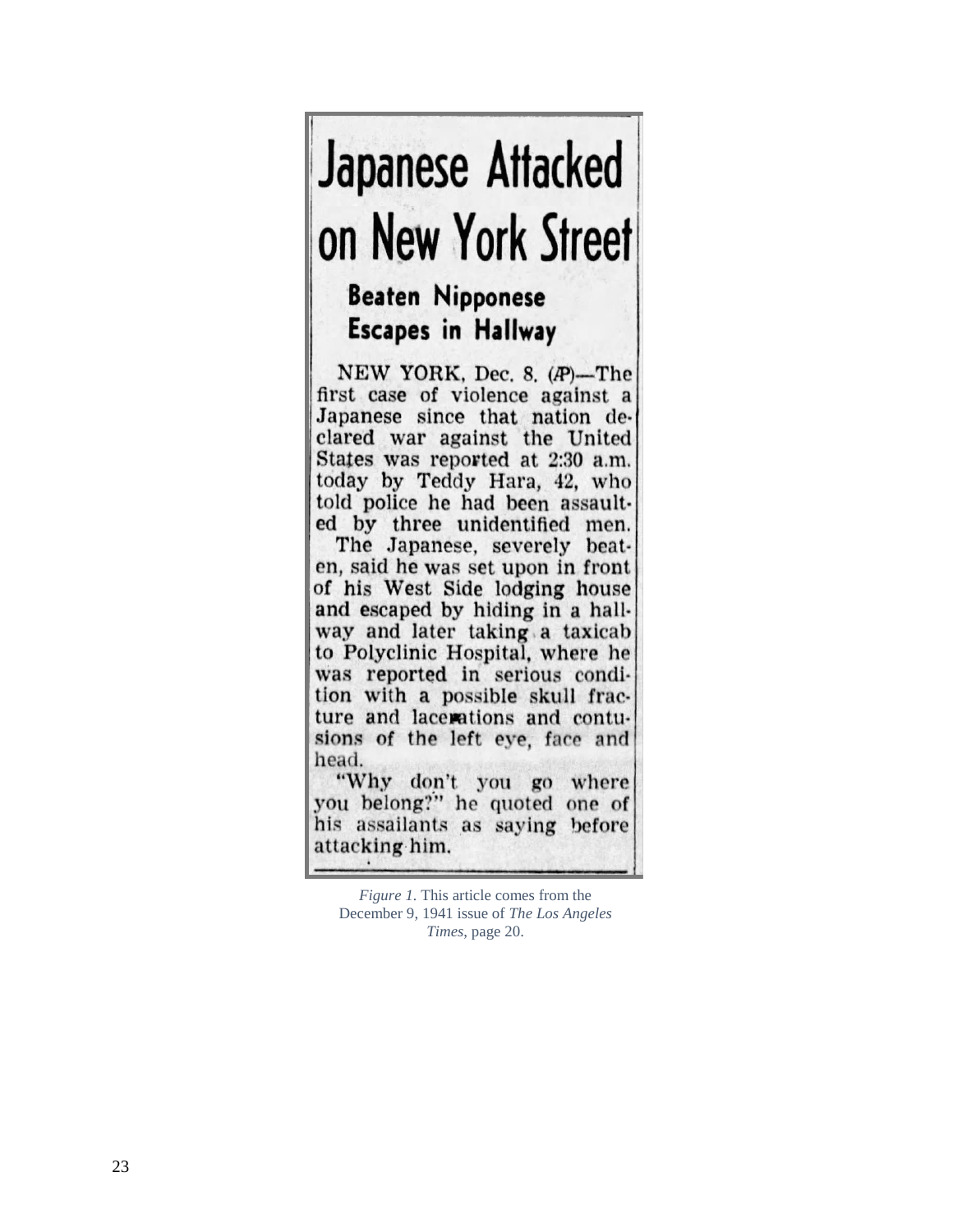# Japanese Attacked on New York Street

## Beaten Nipponese Escapes in Hallway

NEW YORK, Dec. 8. (AP)—The first case of violence against a Japanese since that nation declared war against the United States was reported at 2:30 a.m. today by Teddy Hara, 42, who told police he had been assaulted by three unidentified men.

The Japanese, severely beaten, said he was set upon in front of his West Side lodging house and escaped by hiding in a hallway and later taking a taxicab to Polyclinic Hospital, where he was reported in serious condition with a possible skull fracture and lacerations and contusions of the left eye, face and head.

"Why don't you go where you belong?" he quoted one of his assailants as saying before attacking him.

*Figure 1*. This article comes from the December 9, 1941 issue of *The Los Angeles Times*, page 20.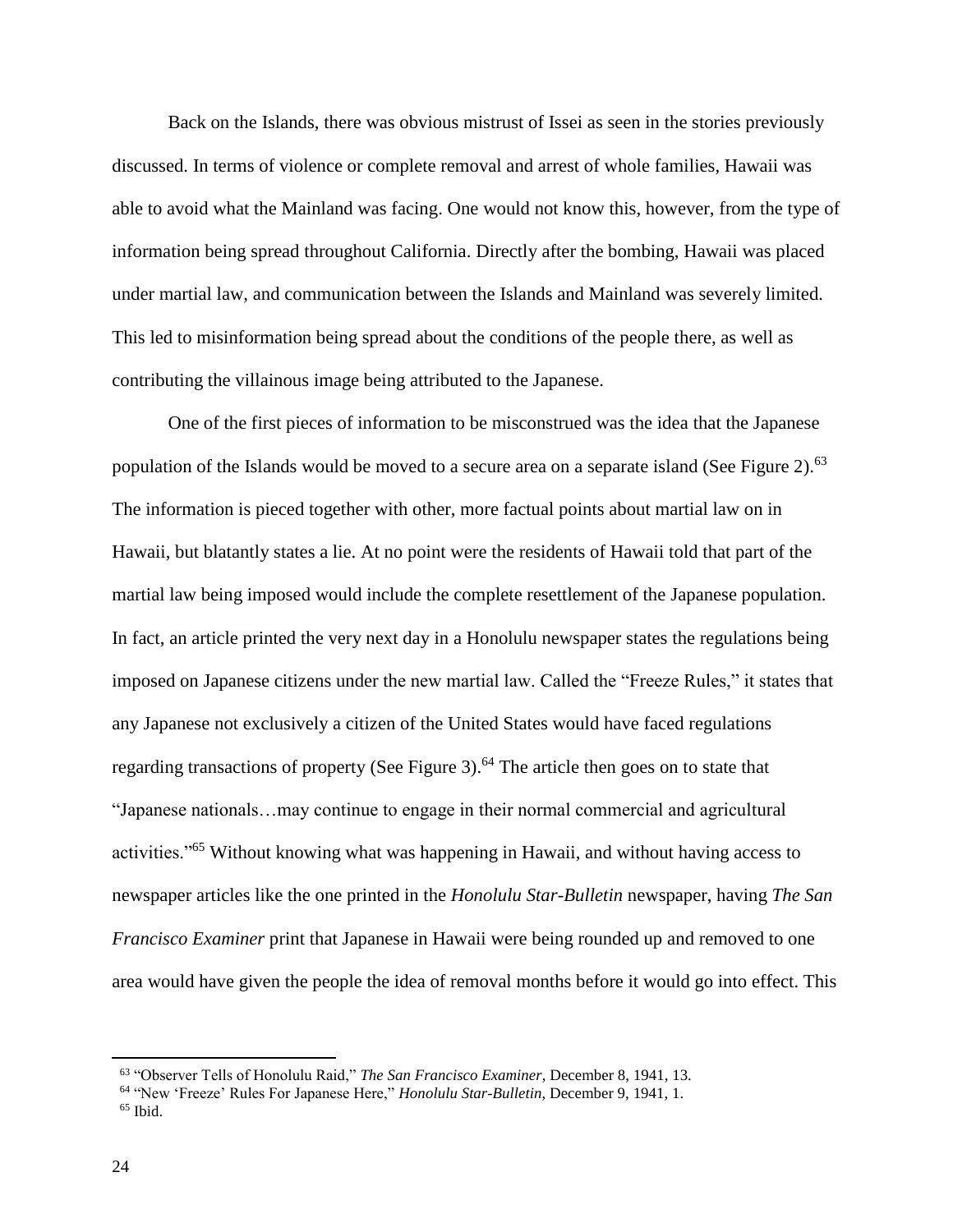Back on the Islands, there was obvious mistrust of Issei as seen in the stories previously discussed. In terms of violence or complete removal and arrest of whole families, Hawaii was able to avoid what the Mainland was facing. One would not know this, however, from the type of information being spread throughout California. Directly after the bombing, Hawaii was placed under martial law, and communication between the Islands and Mainland was severely limited. This led to misinformation being spread about the conditions of the people there, as well as contributing the villainous image being attributed to the Japanese.

One of the first pieces of information to be misconstrued was the idea that the Japanese population of the Islands would be moved to a secure area on a separate island (See Figure 2).[63] The information is pieced together with other, more factual points about martial law on in Hawaii, but blatantly states a lie. At no point were the residents of Hawaii told that part of the martial law being imposed would include the complete resettlement of the Japanese population. In fact, an article printed the very next day in a Honolulu newspaper states the regulations being imposed on Japanese citizens under the new martial law. Called the "Freeze Rules," it states that any Japanese not exclusively a citizen of the United States would have faced regulations regarding transactions of property (See Figure 3).[64] The article then goes on to state that "Japanese nationals…may continue to engage in their normal commercial and agricultural activities."[65] Without knowing what was happening in Hawaii, and without having access to newspaper articles like the one printed in the *Honolulu Star-Bulletin* newspaper, having *The San Francisco Examiner* print that Japanese in Hawaii were being rounded up and removed to one area would have given the people the idea of removal months before it would go into effect. This

---

[63] "Observer Tells of Honolulu Raid," *The San Francisco Examiner*, December 8, 1941, 13.

[64] "New 'Freeze' Rules For Japanese Here," *Honolulu Star-Bulletin*, December 9, 1941, 1.

[65] Ibid.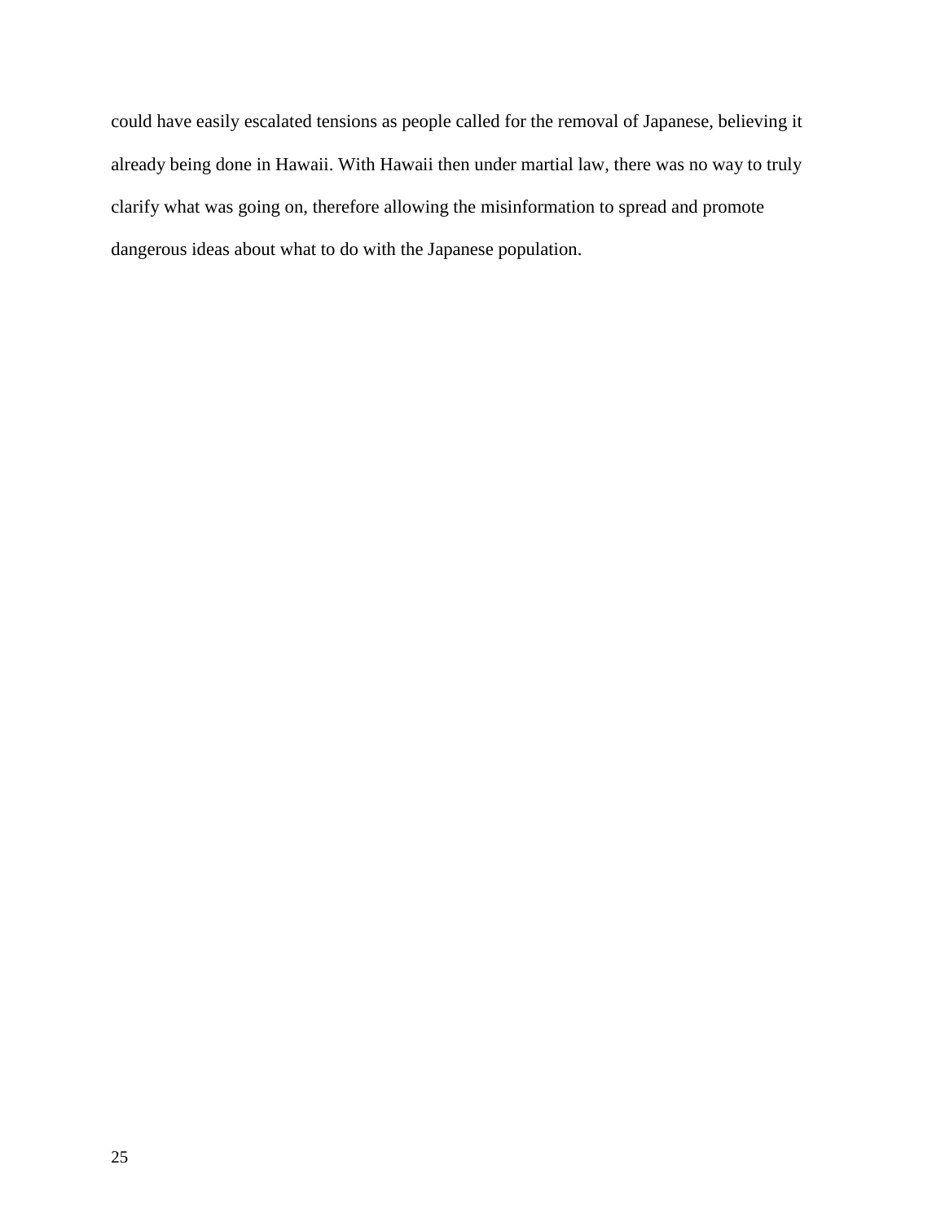could have easily escalated tensions as people called for the removal of Japanese, believing it already being done in Hawaii. With Hawaii then under martial law, there was no way to truly clarify what was going on, therefore allowing the misinformation to spread and promote dangerous ideas about what to do with the Japanese population.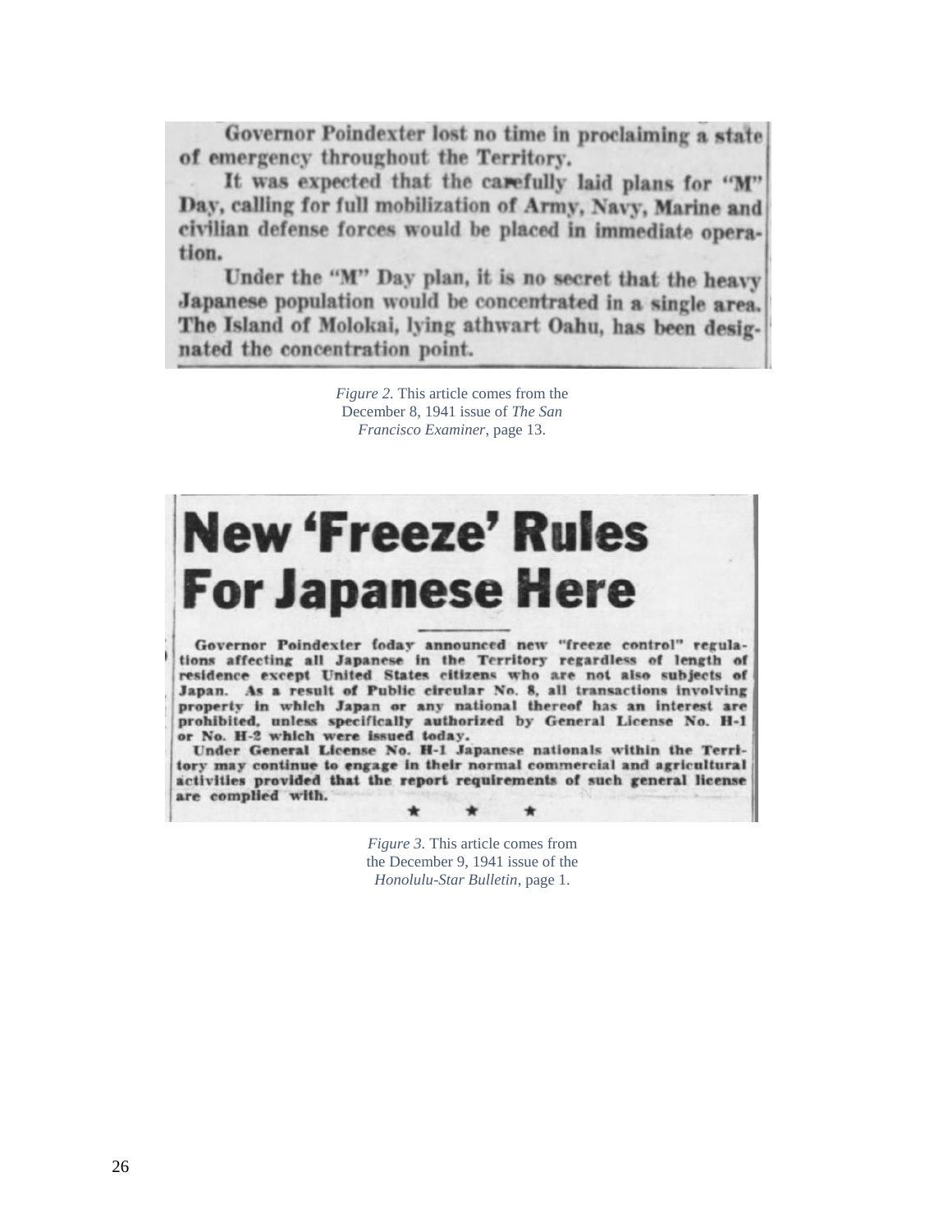Governor Poindexter lost no time in proclaiming a state of emergency throughout the Territory.

It was expected that the carefully laid plans for "M" Day, calling for full mobilization of Army, Navy, Marine and civilian defense forces would be placed in immediate operation.

Under the "M" Day plan, it is no secret that the heavy Japanese population would be concentrated in a single area. The Island of Molokai, lying athwart Oahu, has been designated the concentration point.

*Figure 2.* This article comes from the December 8, 1941 issue of *The San Francisco Examiner*, page 13.

# New 'Freeze' Rules For Japanese Here

Governor Poindexter today announced new "freeze control" regulations affecting all Japanese in the Territory regardless of length of residence except United States citizens who are not also subjects of Japan. As a result of Public circular No. 8, all transactions involving property in which Japan or any national thereof has an interest are prohibited, unless specifically authorized by General License No. H-1 or No. H-2 which were issued today.

Under General License No. H-1 Japanese nationals within the Territory may continue to engage in their normal commercial and agricultural activities provided that the report requirements of such general license are complied with.

★ ★ ★

*Figure 3.* This article comes from the December 9, 1941 issue of the *Honolulu-Star Bulletin*, page 1.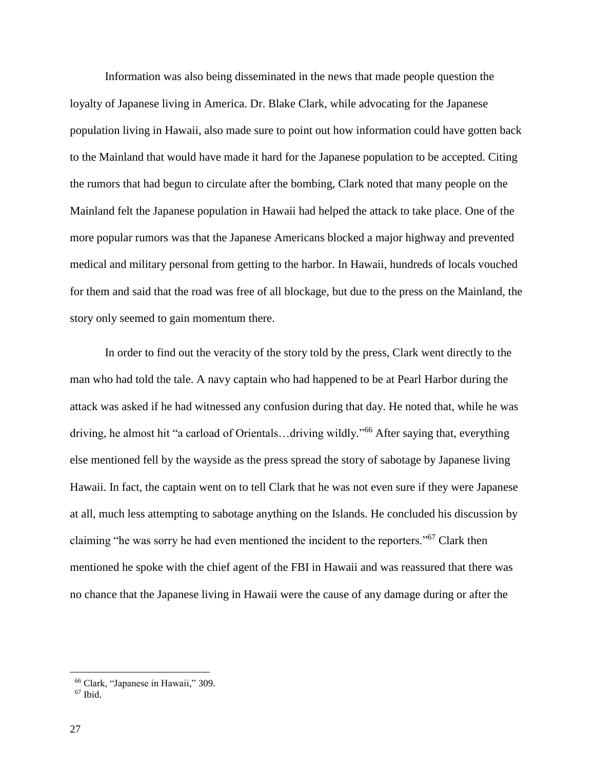Information was also being disseminated in the news that made people question the loyalty of Japanese living in America. Dr. Blake Clark, while advocating for the Japanese population living in Hawaii, also made sure to point out how information could have gotten back to the Mainland that would have made it hard for the Japanese population to be accepted. Citing the rumors that had begun to circulate after the bombing, Clark noted that many people on the Mainland felt the Japanese population in Hawaii had helped the attack to take place. One of the more popular rumors was that the Japanese Americans blocked a major highway and prevented medical and military personal from getting to the harbor. In Hawaii, hundreds of locals vouched for them and said that the road was free of all blockage, but due to the press on the Mainland, the story only seemed to gain momentum there.

In order to find out the veracity of the story told by the press, Clark went directly to the man who had told the tale. A navy captain who had happened to be at Pearl Harbor during the attack was asked if he had witnessed any confusion during that day. He noted that, while he was driving, he almost hit "a carload of Orientals…driving wildly."[66] After saying that, everything else mentioned fell by the wayside as the press spread the story of sabotage by Japanese living Hawaii. In fact, the captain went on to tell Clark that he was not even sure if they were Japanese at all, much less attempting to sabotage anything on the Islands. He concluded his discussion by claiming "he was sorry he had even mentioned the incident to the reporters."[67] Clark then mentioned he spoke with the chief agent of the FBI in Hawaii and was reassured that there was no chance that the Japanese living in Hawaii were the cause of any damage during or after the

---

[66] Clark, "Japanese in Hawaii," 309.

[67] Ibid.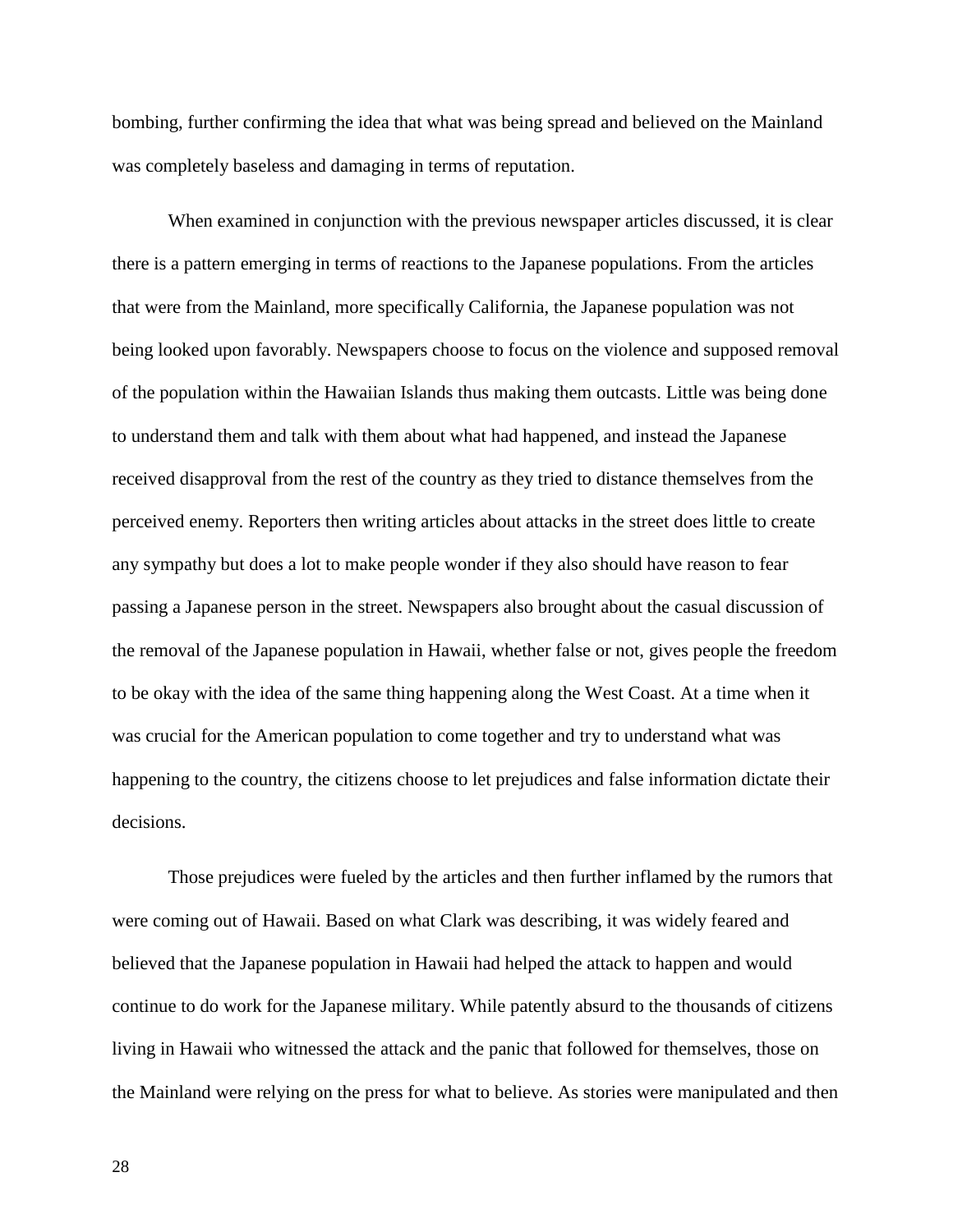bombing, further confirming the idea that what was being spread and believed on the Mainland was completely baseless and damaging in terms of reputation.

When examined in conjunction with the previous newspaper articles discussed, it is clear there is a pattern emerging in terms of reactions to the Japanese populations. From the articles that were from the Mainland, more specifically California, the Japanese population was not being looked upon favorably. Newspapers choose to focus on the violence and supposed removal of the population within the Hawaiian Islands thus making them outcasts. Little was being done to understand them and talk with them about what had happened, and instead the Japanese received disapproval from the rest of the country as they tried to distance themselves from the perceived enemy. Reporters then writing articles about attacks in the street does little to create any sympathy but does a lot to make people wonder if they also should have reason to fear passing a Japanese person in the street. Newspapers also brought about the casual discussion of the removal of the Japanese population in Hawaii, whether false or not, gives people the freedom to be okay with the idea of the same thing happening along the West Coast. At a time when it was crucial for the American population to come together and try to understand what was happening to the country, the citizens choose to let prejudices and false information dictate their decisions.

Those prejudices were fueled by the articles and then further inflamed by the rumors that were coming out of Hawaii. Based on what Clark was describing, it was widely feared and believed that the Japanese population in Hawaii had helped the attack to happen and would continue to do work for the Japanese military. While patently absurd to the thousands of citizens living in Hawaii who witnessed the attack and the panic that followed for themselves, those on the Mainland were relying on the press for what to believe. As stories were manipulated and then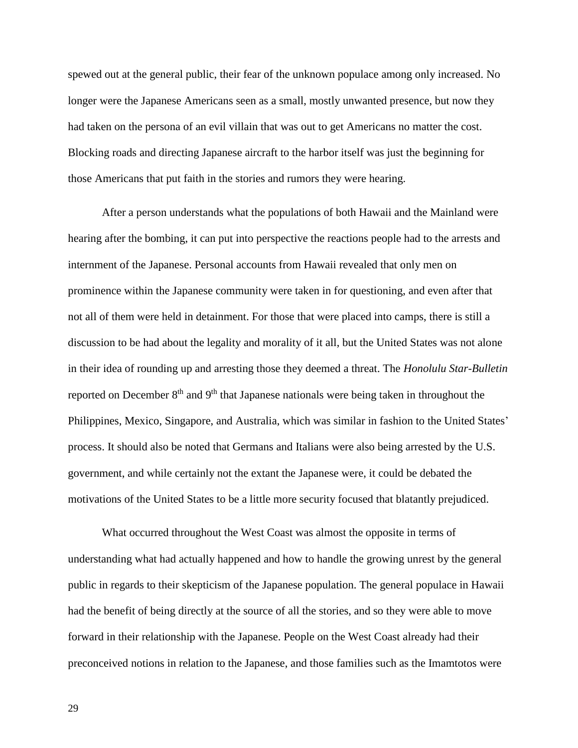spewed out at the general public, their fear of the unknown populace among only increased. No longer were the Japanese Americans seen as a small, mostly unwanted presence, but now they had taken on the persona of an evil villain that was out to get Americans no matter the cost. Blocking roads and directing Japanese aircraft to the harbor itself was just the beginning for those Americans that put faith in the stories and rumors they were hearing.

After a person understands what the populations of both Hawaii and the Mainland were hearing after the bombing, it can put into perspective the reactions people had to the arrests and internment of the Japanese. Personal accounts from Hawaii revealed that only men on prominence within the Japanese community were taken in for questioning, and even after that not all of them were held in detainment. For those that were placed into camps, there is still a discussion to be had about the legality and morality of it all, but the United States was not alone in their idea of rounding up and arresting those they deemed a threat. The *Honolulu Star-Bulletin* reported on December 8th and 9th that Japanese nationals were being taken in throughout the Philippines, Mexico, Singapore, and Australia, which was similar in fashion to the United States' process. It should also be noted that Germans and Italians were also being arrested by the U.S. government, and while certainly not the extant the Japanese were, it could be debated the motivations of the United States to be a little more security focused that blatantly prejudiced.

What occurred throughout the West Coast was almost the opposite in terms of understanding what had actually happened and how to handle the growing unrest by the general public in regards to their skepticism of the Japanese population. The general populace in Hawaii had the benefit of being directly at the source of all the stories, and so they were able to move forward in their relationship with the Japanese. People on the West Coast already had their preconceived notions in relation to the Japanese, and those families such as the Imamtotos were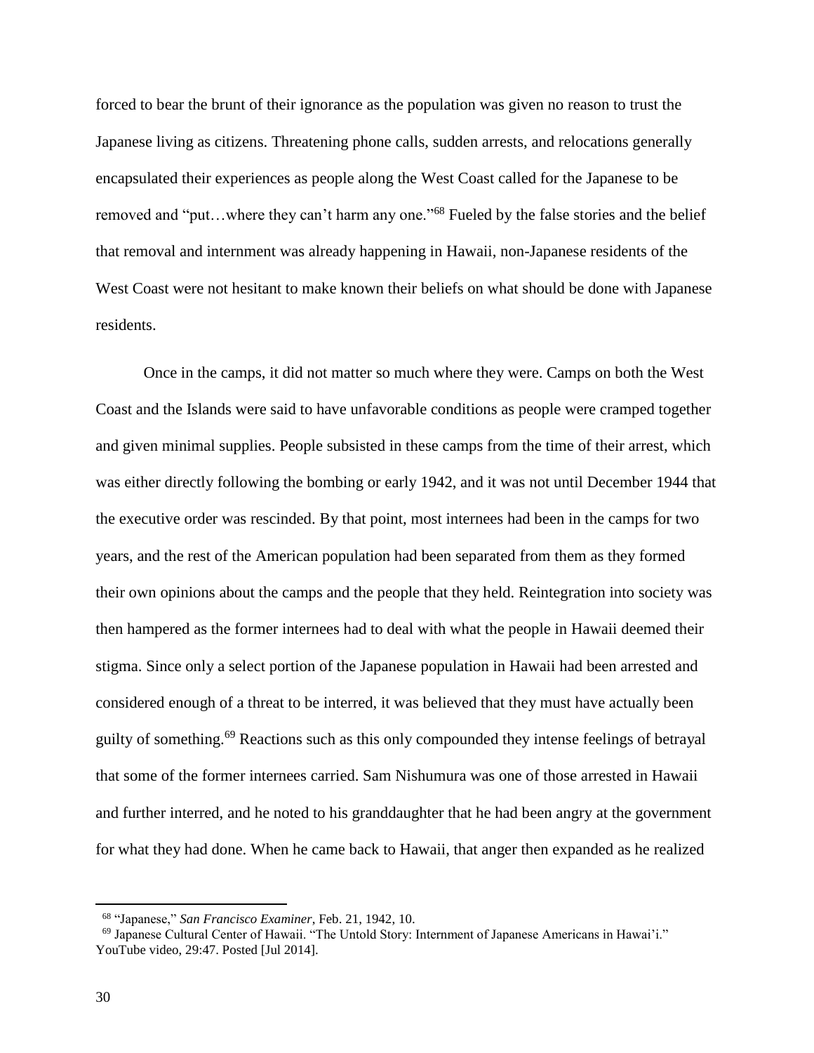forced to bear the brunt of their ignorance as the population was given no reason to trust the Japanese living as citizens. Threatening phone calls, sudden arrests, and relocations generally encapsulated their experiences as people along the West Coast called for the Japanese to be removed and "put…where they can't harm any one."[68] Fueled by the false stories and the belief that removal and internment was already happening in Hawaii, non-Japanese residents of the West Coast were not hesitant to make known their beliefs on what should be done with Japanese residents.

Once in the camps, it did not matter so much where they were. Camps on both the West Coast and the Islands were said to have unfavorable conditions as people were cramped together and given minimal supplies. People subsisted in these camps from the time of their arrest, which was either directly following the bombing or early 1942, and it was not until December 1944 that the executive order was rescinded. By that point, most internees had been in the camps for two years, and the rest of the American population had been separated from them as they formed their own opinions about the camps and the people that they held. Reintegration into society was then hampered as the former internees had to deal with what the people in Hawaii deemed their stigma. Since only a select portion of the Japanese population in Hawaii had been arrested and considered enough of a threat to be interred, it was believed that they must have actually been guilty of something.[69] Reactions such as this only compounded they intense feelings of betrayal that some of the former internees carried. Sam Nishumura was one of those arrested in Hawaii and further interred, and he noted to his granddaughter that he had been angry at the government for what they had done. When he came back to Hawaii, that anger then expanded as he realized

---

[68] "Japanese," *San Francisco Examiner*, Feb. 21, 1942, 10.

[69] Japanese Cultural Center of Hawaii. "The Untold Story: Internment of Japanese Americans in Hawai'i." YouTube video, 29:47. Posted [Jul 2014].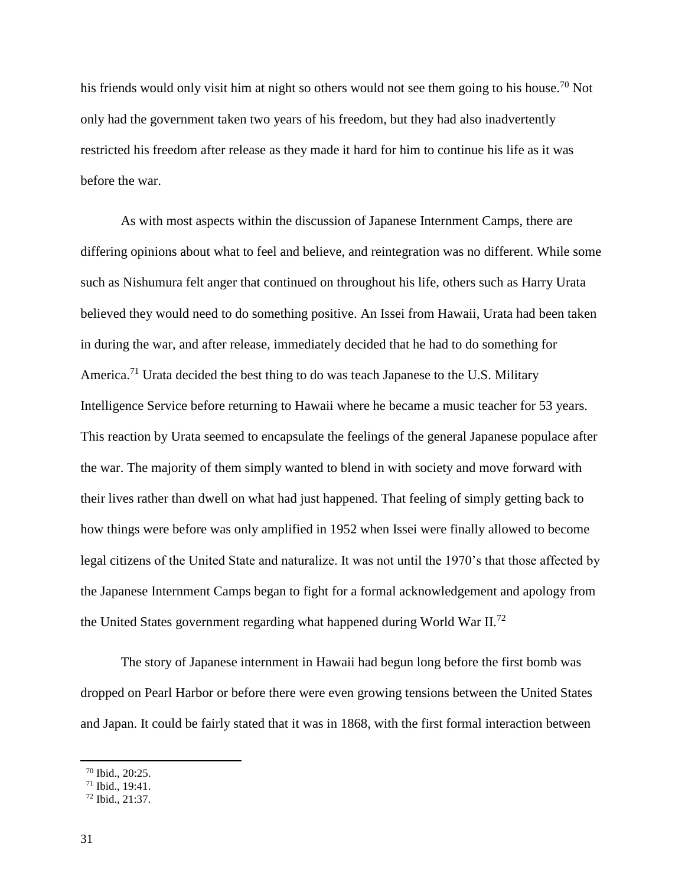his friends would only visit him at night so others would not see them going to his house.[70] Not only had the government taken two years of his freedom, but they had also inadvertently restricted his freedom after release as they made it hard for him to continue his life as it was before the war.

As with most aspects within the discussion of Japanese Internment Camps, there are differing opinions about what to feel and believe, and reintegration was no different. While some such as Nishumura felt anger that continued on throughout his life, others such as Harry Urata believed they would need to do something positive. An Issei from Hawaii, Urata had been taken in during the war, and after release, immediately decided that he had to do something for America.[71] Urata decided the best thing to do was teach Japanese to the U.S. Military Intelligence Service before returning to Hawaii where he became a music teacher for 53 years. This reaction by Urata seemed to encapsulate the feelings of the general Japanese populace after the war. The majority of them simply wanted to blend in with society and move forward with their lives rather than dwell on what had just happened. That feeling of simply getting back to how things were before was only amplified in 1952 when Issei were finally allowed to become legal citizens of the United State and naturalize. It was not until the 1970's that those affected by the Japanese Internment Camps began to fight for a formal acknowledgement and apology from the United States government regarding what happened during World War II.[72]

The story of Japanese internment in Hawaii had begun long before the first bomb was dropped on Pearl Harbor or before there were even growing tensions between the United States and Japan. It could be fairly stated that it was in 1868, with the first formal interaction between

[70] Ibid., 20:25.
[71] Ibid., 19:41.
[72] Ibid., 21:37.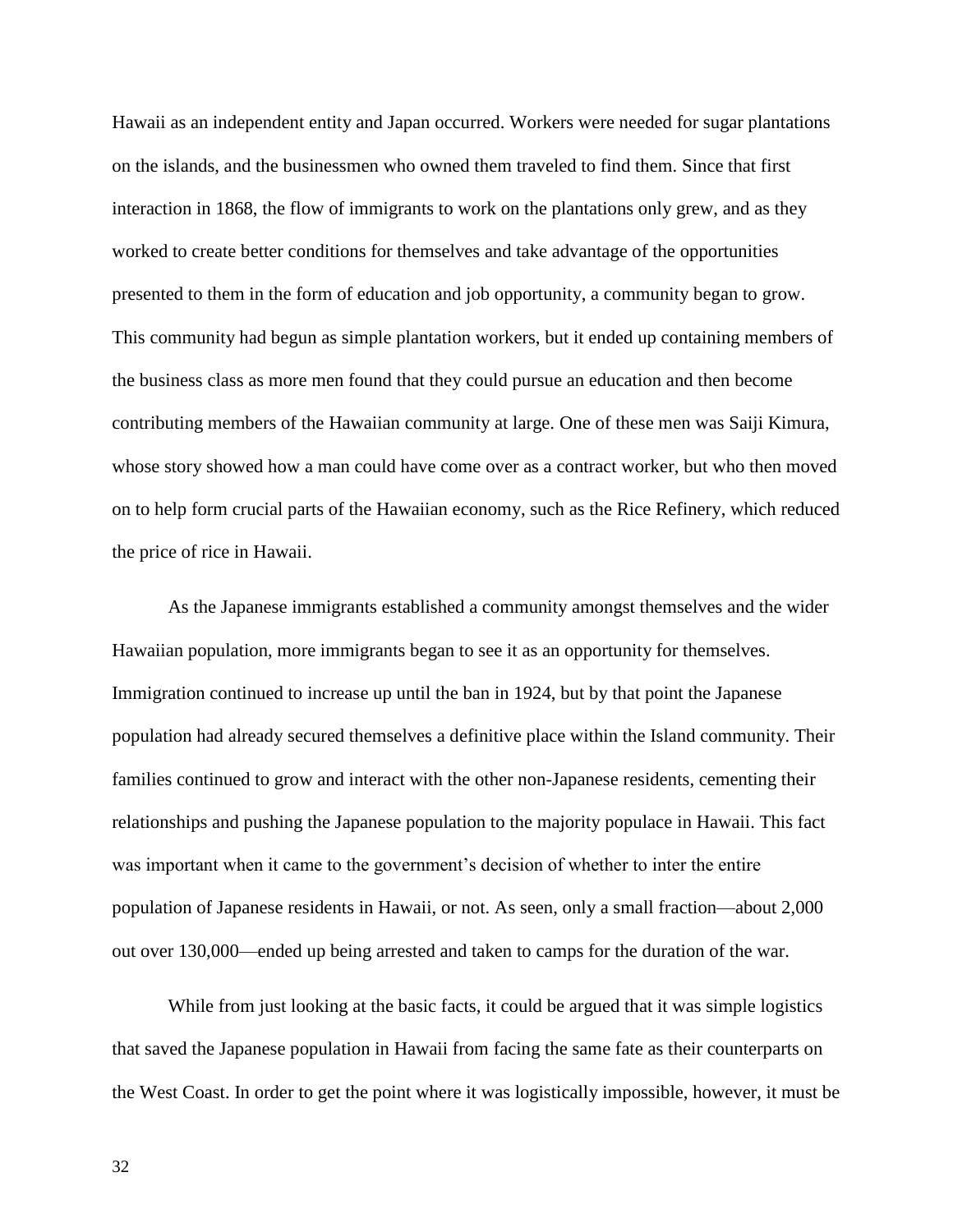Hawaii as an independent entity and Japan occurred. Workers were needed for sugar plantations on the islands, and the businessmen who owned them traveled to find them. Since that first interaction in 1868, the flow of immigrants to work on the plantations only grew, and as they worked to create better conditions for themselves and take advantage of the opportunities presented to them in the form of education and job opportunity, a community began to grow. This community had begun as simple plantation workers, but it ended up containing members of the business class as more men found that they could pursue an education and then become contributing members of the Hawaiian community at large. One of these men was Saiji Kimura, whose story showed how a man could have come over as a contract worker, but who then moved on to help form crucial parts of the Hawaiian economy, such as the Rice Refinery, which reduced the price of rice in Hawaii.

As the Japanese immigrants established a community amongst themselves and the wider Hawaiian population, more immigrants began to see it as an opportunity for themselves. Immigration continued to increase up until the ban in 1924, but by that point the Japanese population had already secured themselves a definitive place within the Island community. Their families continued to grow and interact with the other non-Japanese residents, cementing their relationships and pushing the Japanese population to the majority populace in Hawaii. This fact was important when it came to the government's decision of whether to inter the entire population of Japanese residents in Hawaii, or not. As seen, only a small fraction—about 2,000 out over 130,000—ended up being arrested and taken to camps for the duration of the war.

While from just looking at the basic facts, it could be argued that it was simple logistics that saved the Japanese population in Hawaii from facing the same fate as their counterparts on the West Coast. In order to get the point where it was logistically impossible, however, it must be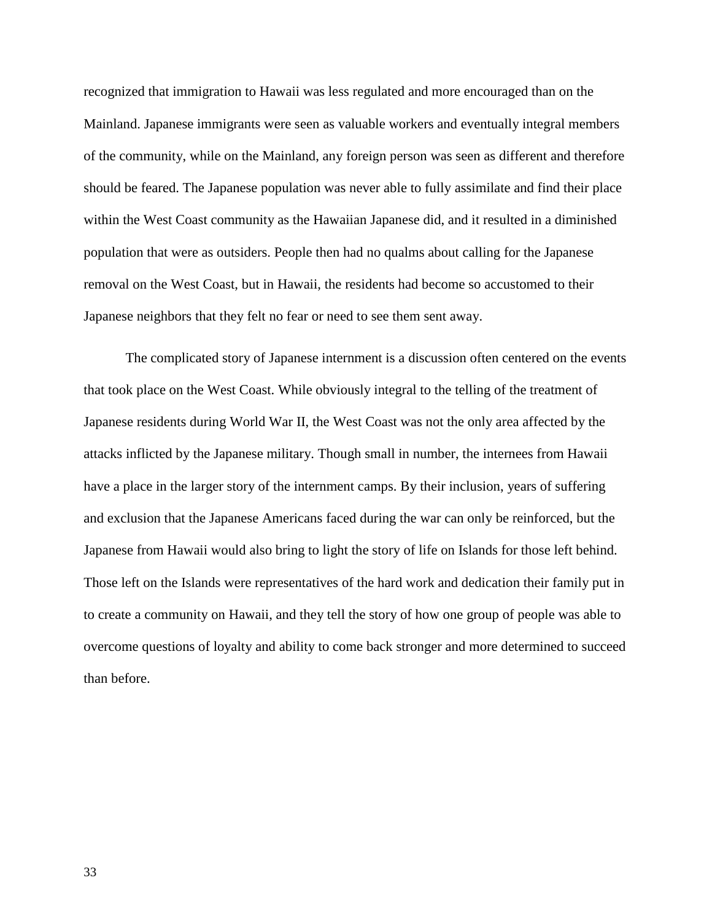recognized that immigration to Hawaii was less regulated and more encouraged than on the Mainland. Japanese immigrants were seen as valuable workers and eventually integral members of the community, while on the Mainland, any foreign person was seen as different and therefore should be feared. The Japanese population was never able to fully assimilate and find their place within the West Coast community as the Hawaiian Japanese did, and it resulted in a diminished population that were as outsiders. People then had no qualms about calling for the Japanese removal on the West Coast, but in Hawaii, the residents had become so accustomed to their Japanese neighbors that they felt no fear or need to see them sent away.

The complicated story of Japanese internment is a discussion often centered on the events that took place on the West Coast. While obviously integral to the telling of the treatment of Japanese residents during World War II, the West Coast was not the only area affected by the attacks inflicted by the Japanese military. Though small in number, the internees from Hawaii have a place in the larger story of the internment camps. By their inclusion, years of suffering and exclusion that the Japanese Americans faced during the war can only be reinforced, but the Japanese from Hawaii would also bring to light the story of life on Islands for those left behind. Those left on the Islands were representatives of the hard work and dedication their family put in to create a community on Hawaii, and they tell the story of how one group of people was able to overcome questions of loyalty and ability to come back stronger and more determined to succeed than before.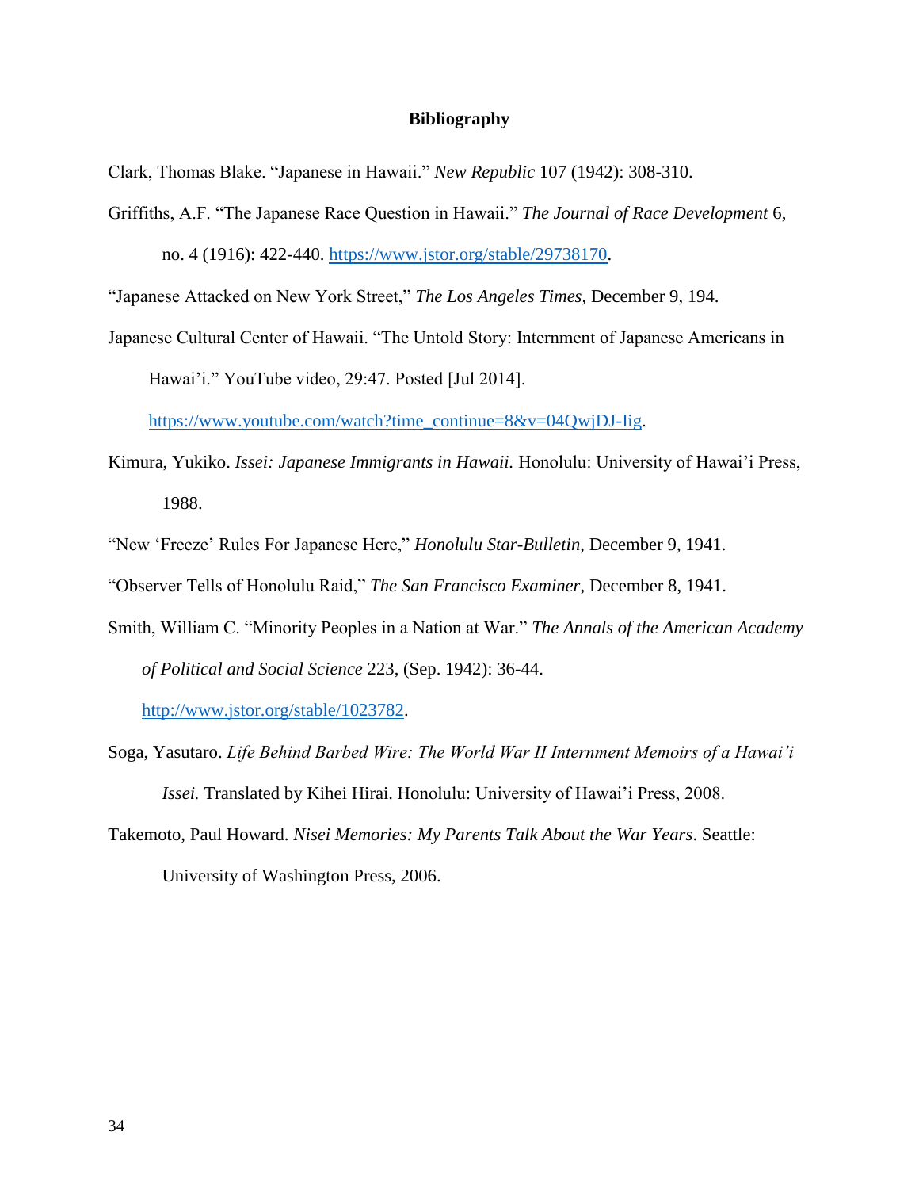**Bibliography**

Clark, Thomas Blake. "Japanese in Hawaii." *New Republic* 107 (1942): 308-310.

Griffiths, A.F. "The Japanese Race Question in Hawaii." *The Journal of Race Development* 6, no. 4 (1916): 422-440. https://www.jstor.org/stable/29738170.

"Japanese Attacked on New York Street," *The Los Angeles Times*, December 9, 194.

Japanese Cultural Center of Hawaii. "The Untold Story: Internment of Japanese Americans in Hawai'i." YouTube video, 29:47. Posted [Jul 2014]. https://www.youtube.com/watch?time_continue=8&v=04QwjDJ-Iig.

Kimura, Yukiko. *Issei: Japanese Immigrants in Hawaii.* Honolulu: University of Hawai'i Press, 1988.

"New 'Freeze' Rules For Japanese Here," *Honolulu Star-Bulletin*, December 9, 1941.

"Observer Tells of Honolulu Raid," *The San Francisco Examiner*, December 8, 1941.

Smith, William C. "Minority Peoples in a Nation at War." *The Annals of the American Academy of Political and Social Science* 223, (Sep. 1942): 36-44. http://www.jstor.org/stable/1023782.

Soga, Yasutaro. *Life Behind Barbed Wire: The World War II Internment Memoirs of a Hawai'i Issei.* Translated by Kihei Hirai. Honolulu: University of Hawai'i Press, 2008.

Takemoto, Paul Howard. *Nisei Memories: My Parents Talk About the War Years*. Seattle: University of Washington Press, 2006.